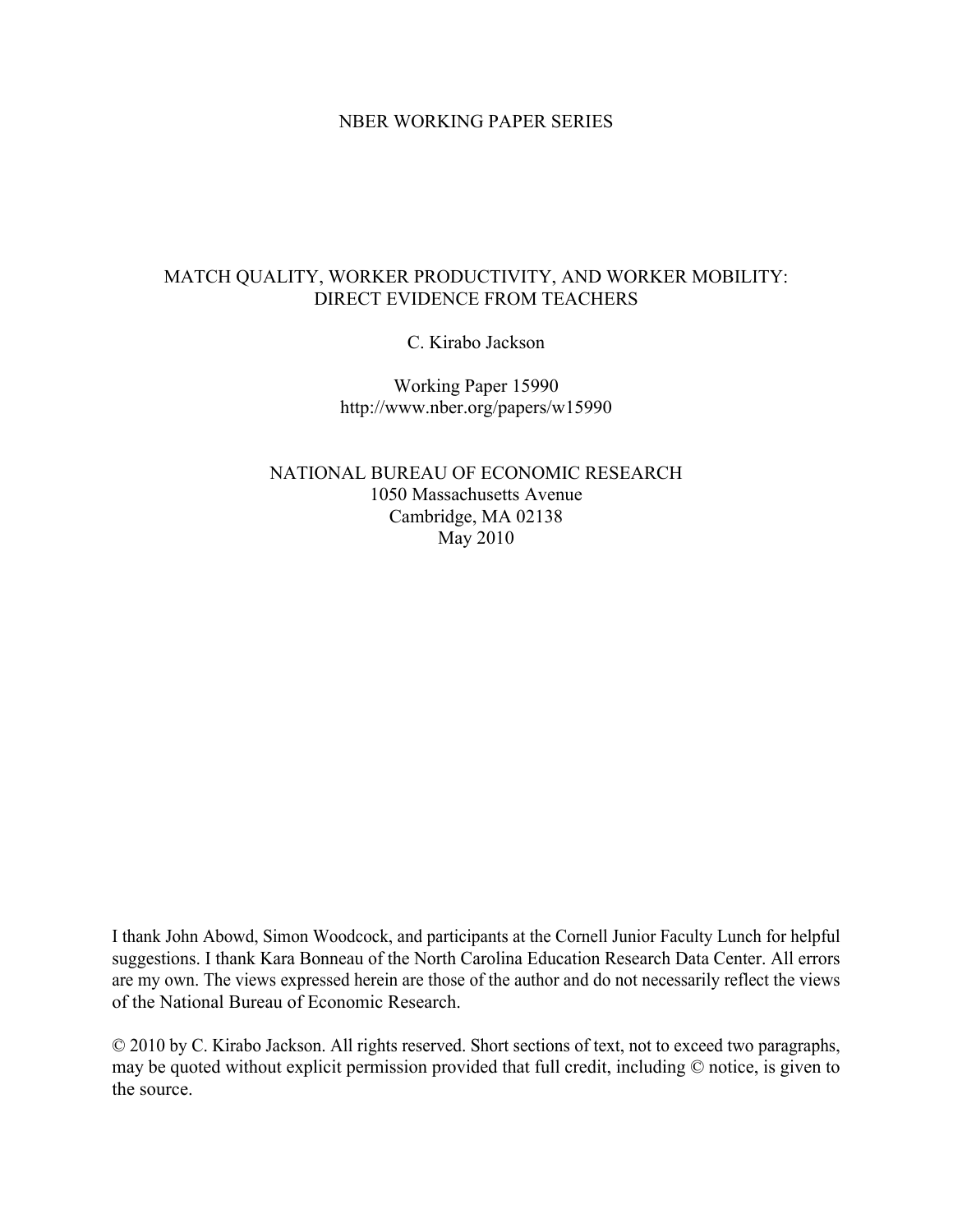NBER WORKING PAPER SERIES

# MATCH QUALITY, WORKER PRODUCTIVITY, AND WORKER MOBILITY: DIRECT EVIDENCE FROM TEACHERS

C. Kirabo Jackson

Working Paper 15990
http://www.nber.org/papers/w15990

NATIONAL BUREAU OF ECONOMIC RESEARCH
1050 Massachusetts Avenue
Cambridge, MA 02138
May 2010

I thank John Abowd, Simon Woodcock, and participants at the Cornell Junior Faculty Lunch for helpful suggestions. I thank Kara Bonneau of the North Carolina Education Research Data Center. All errors are my own. The views expressed herein are those of the author and do not necessarily reflect the views of the National Bureau of Economic Research.

© 2010 by C. Kirabo Jackson. All rights reserved. Short sections of text, not to exceed two paragraphs, may be quoted without explicit permission provided that full credit, including © notice, is given to the source.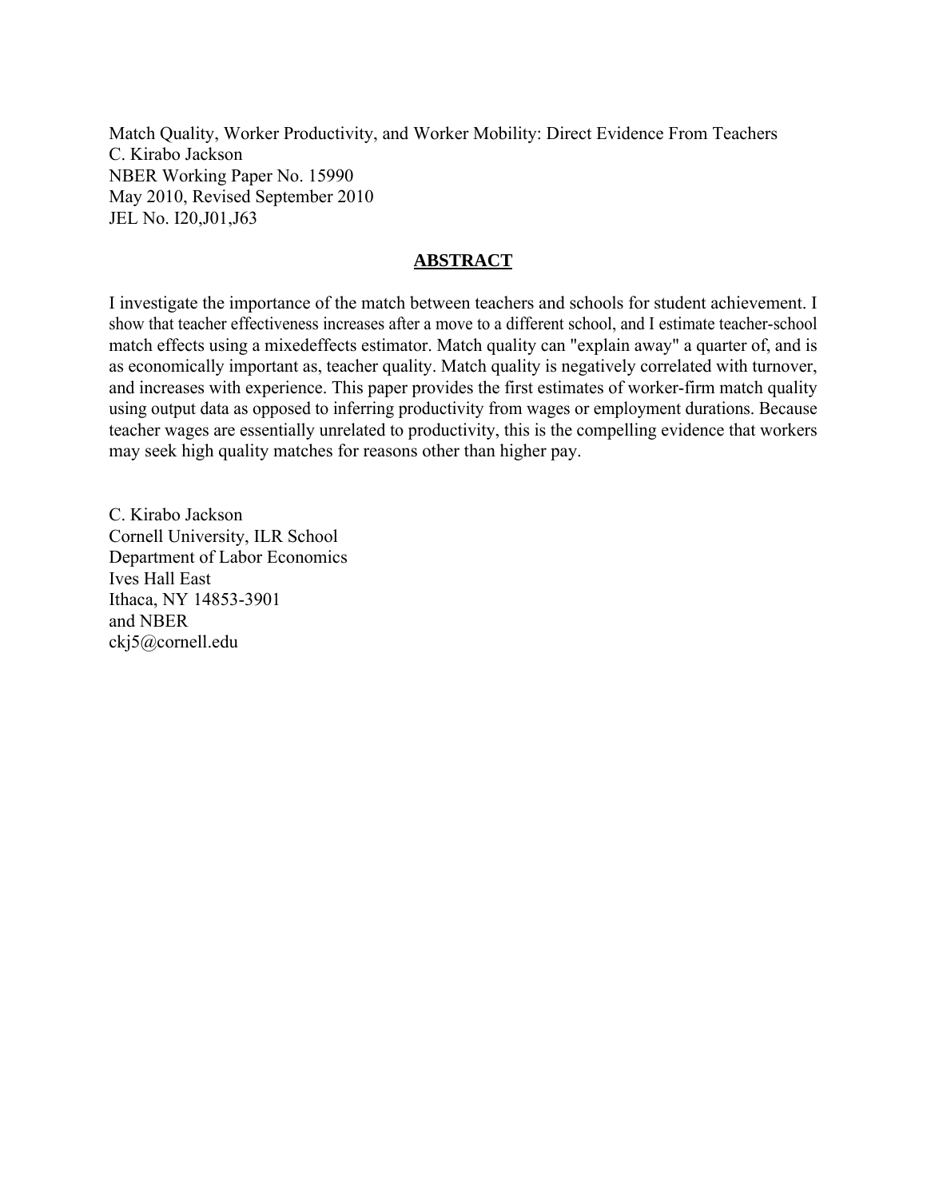Match Quality, Worker Productivity, and Worker Mobility: Direct Evidence From Teachers
C. Kirabo Jackson
NBER Working Paper No. 15990
May 2010, Revised September 2010
JEL No. I20,J01,J63

## ABSTRACT

I investigate the importance of the match between teachers and schools for student achievement. I show that teacher effectiveness increases after a move to a different school, and I estimate teacher-school match effects using a mixedeffects estimator. Match quality can "explain away" a quarter of, and is as economically important as, teacher quality. Match quality is negatively correlated with turnover, and increases with experience. This paper provides the first estimates of worker-firm match quality using output data as opposed to inferring productivity from wages or employment durations. Because teacher wages are essentially unrelated to productivity, this is the compelling evidence that workers may seek high quality matches for reasons other than higher pay.

C. Kirabo Jackson
Cornell University, ILR School
Department of Labor Economics
Ives Hall East
Ithaca, NY 14853-3901
and NBER
ckj5@cornell.edu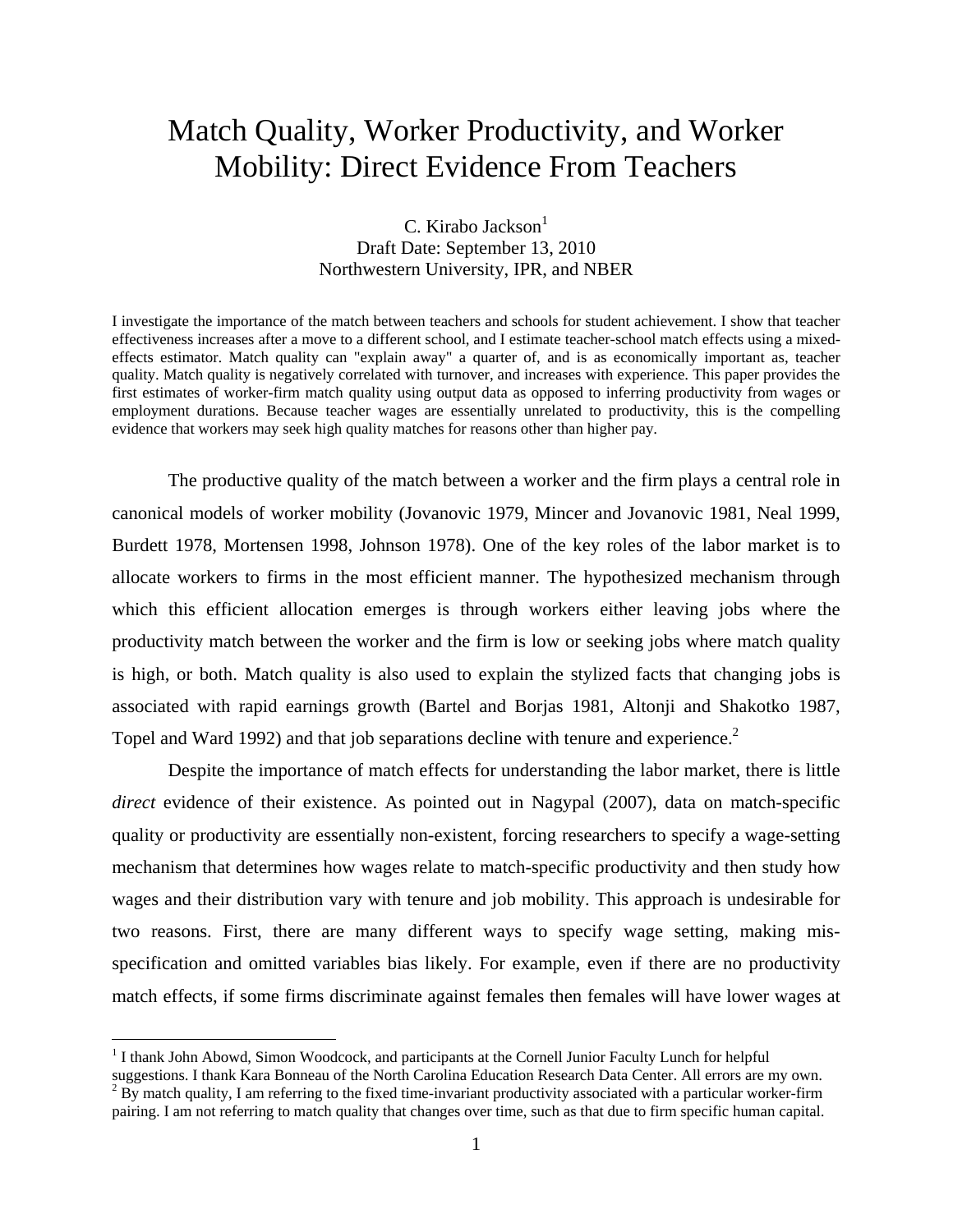# Match Quality, Worker Productivity, and Worker Mobility: Direct Evidence From Teachers

C. Kirabo Jackson[1]
Draft Date: September 13, 2010
Northwestern University, IPR, and NBER

I investigate the importance of the match between teachers and schools for student achievement. I show that teacher effectiveness increases after a move to a different school, and I estimate teacher-school match effects using a mixed-effects estimator. Match quality can "explain away" a quarter of, and is as economically important as, teacher quality. Match quality is negatively correlated with turnover, and increases with experience. This paper provides the first estimates of worker-firm match quality using output data as opposed to inferring productivity from wages or employment durations. Because teacher wages are essentially unrelated to productivity, this is the compelling evidence that workers may seek high quality matches for reasons other than higher pay.

The productive quality of the match between a worker and the firm plays a central role in canonical models of worker mobility (Jovanovic 1979, Mincer and Jovanovic 1981, Neal 1999, Burdett 1978, Mortensen 1998, Johnson 1978). One of the key roles of the labor market is to allocate workers to firms in the most efficient manner. The hypothesized mechanism through which this efficient allocation emerges is through workers either leaving jobs where the productivity match between the worker and the firm is low or seeking jobs where match quality is high, or both. Match quality is also used to explain the stylized facts that changing jobs is associated with rapid earnings growth (Bartel and Borjas 1981, Altonji and Shakotko 1987, Topel and Ward 1992) and that job separations decline with tenure and experience.[2]

Despite the importance of match effects for understanding the labor market, there is little *direct* evidence of their existence. As pointed out in Nagypal (2007), data on match-specific quality or productivity are essentially non-existent, forcing researchers to specify a wage-setting mechanism that determines how wages relate to match-specific productivity and then study how wages and their distribution vary with tenure and job mobility. This approach is undesirable for two reasons. First, there are many different ways to specify wage setting, making mis-specification and omitted variables bias likely. For example, even if there are no productivity match effects, if some firms discriminate against females then females will have lower wages at

[1] I thank John Abowd, Simon Woodcock, and participants at the Cornell Junior Faculty Lunch for helpful suggestions. I thank Kara Bonneau of the North Carolina Education Research Data Center. All errors are my own.

[2] By match quality, I am referring to the fixed time-invariant productivity associated with a particular worker-firm pairing. I am not referring to match quality that changes over time, such as that due to firm specific human capital.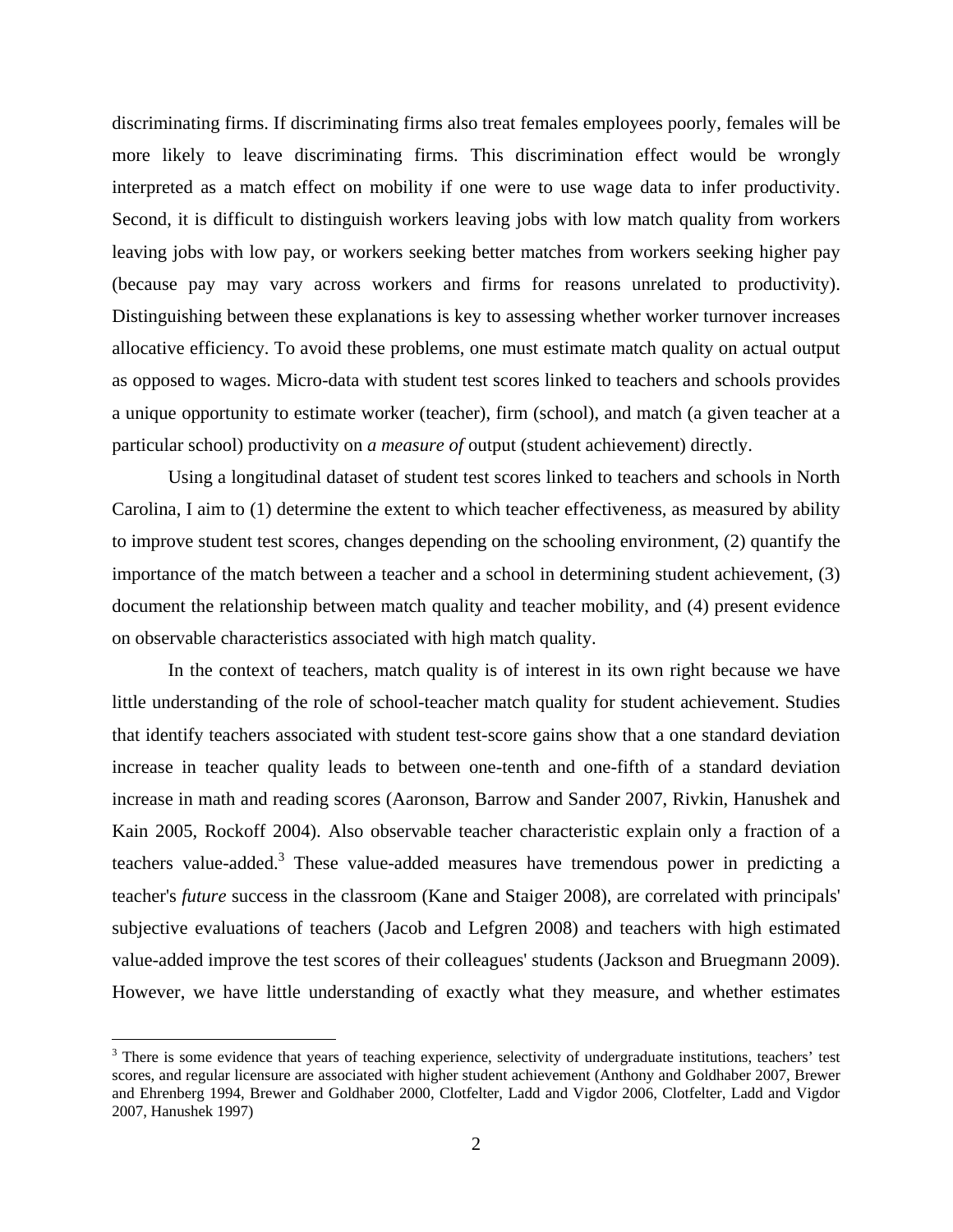discriminating firms. If discriminating firms also treat females employees poorly, females will be more likely to leave discriminating firms. This discrimination effect would be wrongly interpreted as a match effect on mobility if one were to use wage data to infer productivity. Second, it is difficult to distinguish workers leaving jobs with low match quality from workers leaving jobs with low pay, or workers seeking better matches from workers seeking higher pay (because pay may vary across workers and firms for reasons unrelated to productivity). Distinguishing between these explanations is key to assessing whether worker turnover increases allocative efficiency. To avoid these problems, one must estimate match quality on actual output as opposed to wages. Micro-data with student test scores linked to teachers and schools provides a unique opportunity to estimate worker (teacher), firm (school), and match (a given teacher at a particular school) productivity on *a measure of* output (student achievement) directly.

Using a longitudinal dataset of student test scores linked to teachers and schools in North Carolina, I aim to (1) determine the extent to which teacher effectiveness, as measured by ability to improve student test scores, changes depending on the schooling environment, (2) quantify the importance of the match between a teacher and a school in determining student achievement, (3) document the relationship between match quality and teacher mobility, and (4) present evidence on observable characteristics associated with high match quality.

In the context of teachers, match quality is of interest in its own right because we have little understanding of the role of school-teacher match quality for student achievement. Studies that identify teachers associated with student test-score gains show that a one standard deviation increase in teacher quality leads to between one-tenth and one-fifth of a standard deviation increase in math and reading scores (Aaronson, Barrow and Sander 2007, Rivkin, Hanushek and Kain 2005, Rockoff 2004). Also observable teacher characteristic explain only a fraction of a teachers value-added.[3] These value-added measures have tremendous power in predicting a teacher's *future* success in the classroom (Kane and Staiger 2008), are correlated with principals' subjective evaluations of teachers (Jacob and Lefgren 2008) and teachers with high estimated value-added improve the test scores of their colleagues' students (Jackson and Bruegmann 2009). However, we have little understanding of exactly what they measure, and whether estimates

[3] There is some evidence that years of teaching experience, selectivity of undergraduate institutions, teachers' test scores, and regular licensure are associated with higher student achievement (Anthony and Goldhaber 2007, Brewer and Ehrenberg 1994, Brewer and Goldhaber 2000, Clotfelter, Ladd and Vigdor 2006, Clotfelter, Ladd and Vigdor 2007, Hanushek 1997)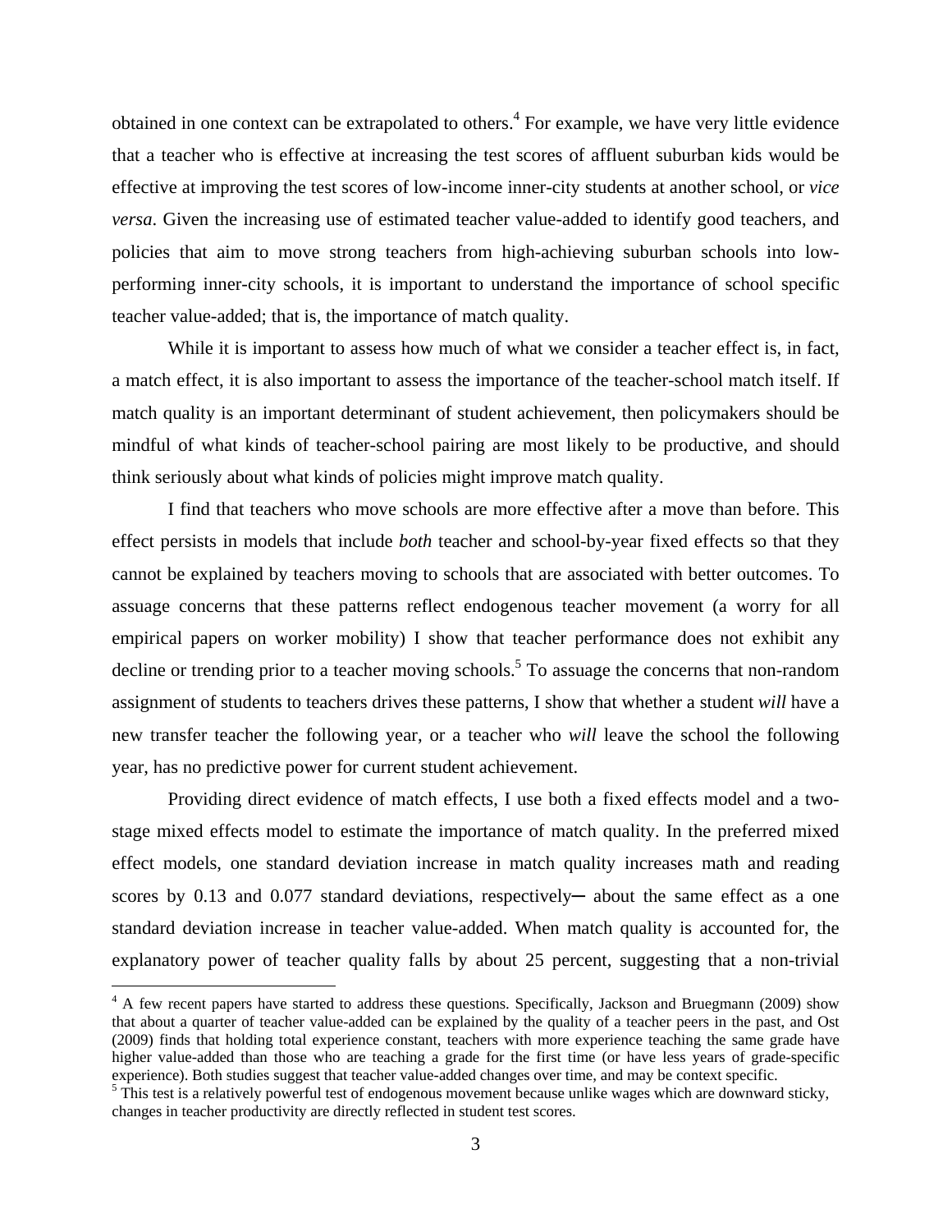obtained in one context can be extrapolated to others.[4] For example, we have very little evidence that a teacher who is effective at increasing the test scores of affluent suburban kids would be effective at improving the test scores of low-income inner-city students at another school, or *vice versa*. Given the increasing use of estimated teacher value-added to identify good teachers, and policies that aim to move strong teachers from high-achieving suburban schools into low-performing inner-city schools, it is important to understand the importance of school specific teacher value-added; that is, the importance of match quality.

While it is important to assess how much of what we consider a teacher effect is, in fact, a match effect, it is also important to assess the importance of the teacher-school match itself. If match quality is an important determinant of student achievement, then policymakers should be mindful of what kinds of teacher-school pairing are most likely to be productive, and should think seriously about what kinds of policies might improve match quality.

I find that teachers who move schools are more effective after a move than before. This effect persists in models that include *both* teacher and school-by-year fixed effects so that they cannot be explained by teachers moving to schools that are associated with better outcomes. To assuage concerns that these patterns reflect endogenous teacher movement (a worry for all empirical papers on worker mobility) I show that teacher performance does not exhibit any decline or trending prior to a teacher moving schools.[5] To assuage the concerns that non-random assignment of students to teachers drives these patterns, I show that whether a student *will* have a new transfer teacher the following year, or a teacher who *will* leave the school the following year, has no predictive power for current student achievement.

Providing direct evidence of match effects, I use both a fixed effects model and a two-stage mixed effects model to estimate the importance of match quality. In the preferred mixed effect models, one standard deviation increase in match quality increases math and reading scores by 0.13 and 0.077 standard deviations, respectively─ about the same effect as a one standard deviation increase in teacher value-added. When match quality is accounted for, the explanatory power of teacher quality falls by about 25 percent, suggesting that a non-trivial

[4] A few recent papers have started to address these questions. Specifically, Jackson and Bruegmann (2009) show that about a quarter of teacher value-added can be explained by the quality of a teacher peers in the past, and Ost (2009) finds that holding total experience constant, teachers with more experience teaching the same grade have higher value-added than those who are teaching a grade for the first time (or have less years of grade-specific experience). Both studies suggest that teacher value-added changes over time, and may be context specific.

[5] This test is a relatively powerful test of endogenous movement because unlike wages which are downward sticky, changes in teacher productivity are directly reflected in student test scores.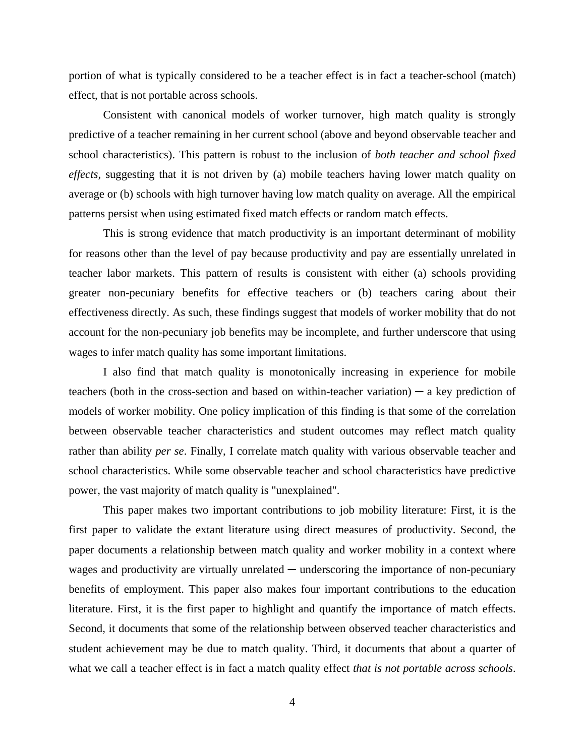portion of what is typically considered to be a teacher effect is in fact a teacher-school (match) effect, that is not portable across schools.

Consistent with canonical models of worker turnover, high match quality is strongly predictive of a teacher remaining in her current school (above and beyond observable teacher and school characteristics). This pattern is robust to the inclusion of *both teacher and school fixed effects*, suggesting that it is not driven by (a) mobile teachers having lower match quality on average or (b) schools with high turnover having low match quality on average. All the empirical patterns persist when using estimated fixed match effects or random match effects.

This is strong evidence that match productivity is an important determinant of mobility for reasons other than the level of pay because productivity and pay are essentially unrelated in teacher labor markets. This pattern of results is consistent with either (a) schools providing greater non-pecuniary benefits for effective teachers or (b) teachers caring about their effectiveness directly. As such, these findings suggest that models of worker mobility that do not account for the non-pecuniary job benefits may be incomplete, and further underscore that using wages to infer match quality has some important limitations.

I also find that match quality is monotonically increasing in experience for mobile teachers (both in the cross-section and based on within-teacher variation) ─ a key prediction of models of worker mobility. One policy implication of this finding is that some of the correlation between observable teacher characteristics and student outcomes may reflect match quality rather than ability *per se*. Finally, I correlate match quality with various observable teacher and school characteristics. While some observable teacher and school characteristics have predictive power, the vast majority of match quality is "unexplained".

This paper makes two important contributions to job mobility literature: First, it is the first paper to validate the extant literature using direct measures of productivity. Second, the paper documents a relationship between match quality and worker mobility in a context where wages and productivity are virtually unrelated ─ underscoring the importance of non-pecuniary benefits of employment. This paper also makes four important contributions to the education literature. First, it is the first paper to highlight and quantify the importance of match effects. Second, it documents that some of the relationship between observed teacher characteristics and student achievement may be due to match quality. Third, it documents that about a quarter of what we call a teacher effect is in fact a match quality effect *that is not portable across schools*.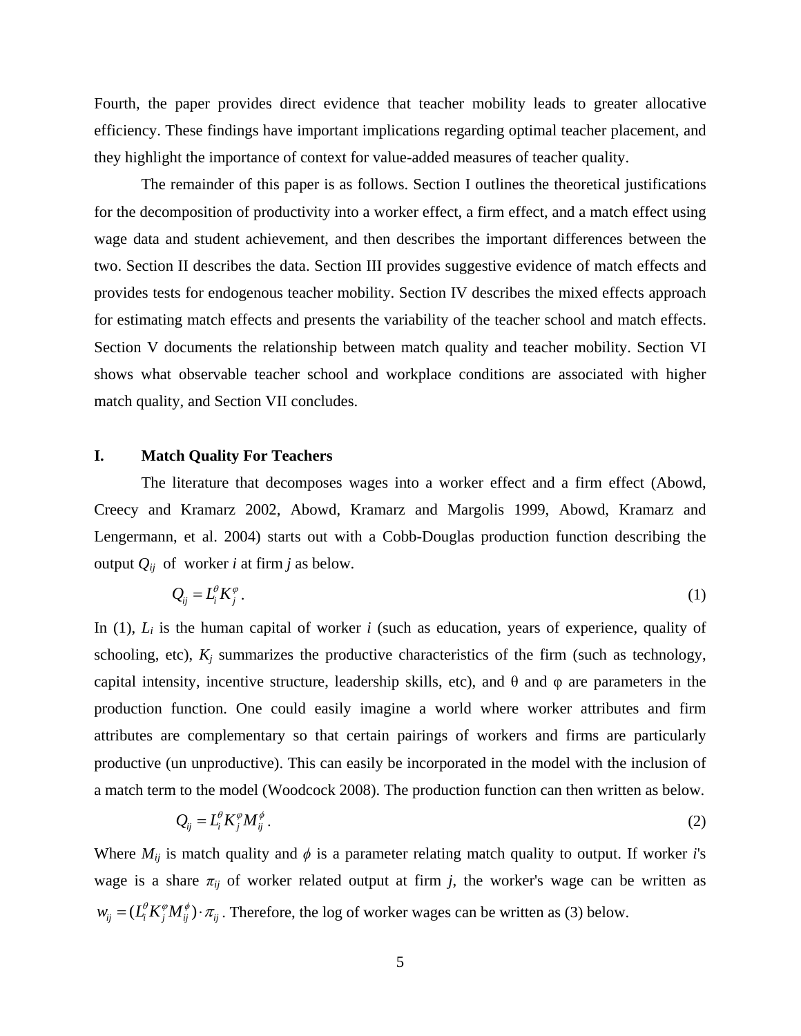Fourth, the paper provides direct evidence that teacher mobility leads to greater allocative efficiency. These findings have important implications regarding optimal teacher placement, and they highlight the importance of context for value-added measures of teacher quality.

The remainder of this paper is as follows. Section I outlines the theoretical justifications for the decomposition of productivity into a worker effect, a firm effect, and a match effect using wage data and student achievement, and then describes the important differences between the two. Section II describes the data. Section III provides suggestive evidence of match effects and provides tests for endogenous teacher mobility. Section IV describes the mixed effects approach for estimating match effects and presents the variability of the teacher school and match effects. Section V documents the relationship between match quality and teacher mobility. Section VI shows what observable teacher school and workplace conditions are associated with higher match quality, and Section VII concludes.

## I. Match Quality For Teachers

The literature that decomposes wages into a worker effect and a firm effect (Abowd, Creecy and Kramarz 2002, Abowd, Kramarz and Margolis 1999, Abowd, Kramarz and Lengermann, et al. 2004) starts out with a Cobb-Douglas production function describing the output $Q_{ij}$ of worker *i* at firm *j* as below.

$$Q_{ij} = L_i^{\theta} K_j^{\varphi} . \tag{1}$$

In (1), $L_i$ is the human capital of worker *i* (such as education, years of experience, quality of schooling, etc), $K_j$ summarizes the productive characteristics of the firm (such as technology, capital intensity, incentive structure, leadership skills, etc), and θ and φ are parameters in the production function. One could easily imagine a world where worker attributes and firm attributes are complementary so that certain pairings of workers and firms are particularly productive (un unproductive). This can easily be incorporated in the model with the inclusion of a match term to the model (Woodcock 2008). The production function can then written as below.

$$Q_{ij} = L_i^{\theta} K_j^{\varphi} M_{ij}^{\phi} . \tag{2}$$

Where $M_{ij}$ is match quality and $\phi$ is a parameter relating match quality to output. If worker *i*'s wage is a share $\pi_{ij}$ of worker related output at firm *j*, the worker's wage can be written as $w_{ij} = (L_i^{\theta} K_j^{\varphi} M_{ij}^{\phi}) \cdot \pi_{ij}$ . Therefore, the log of worker wages can be written as (3) below.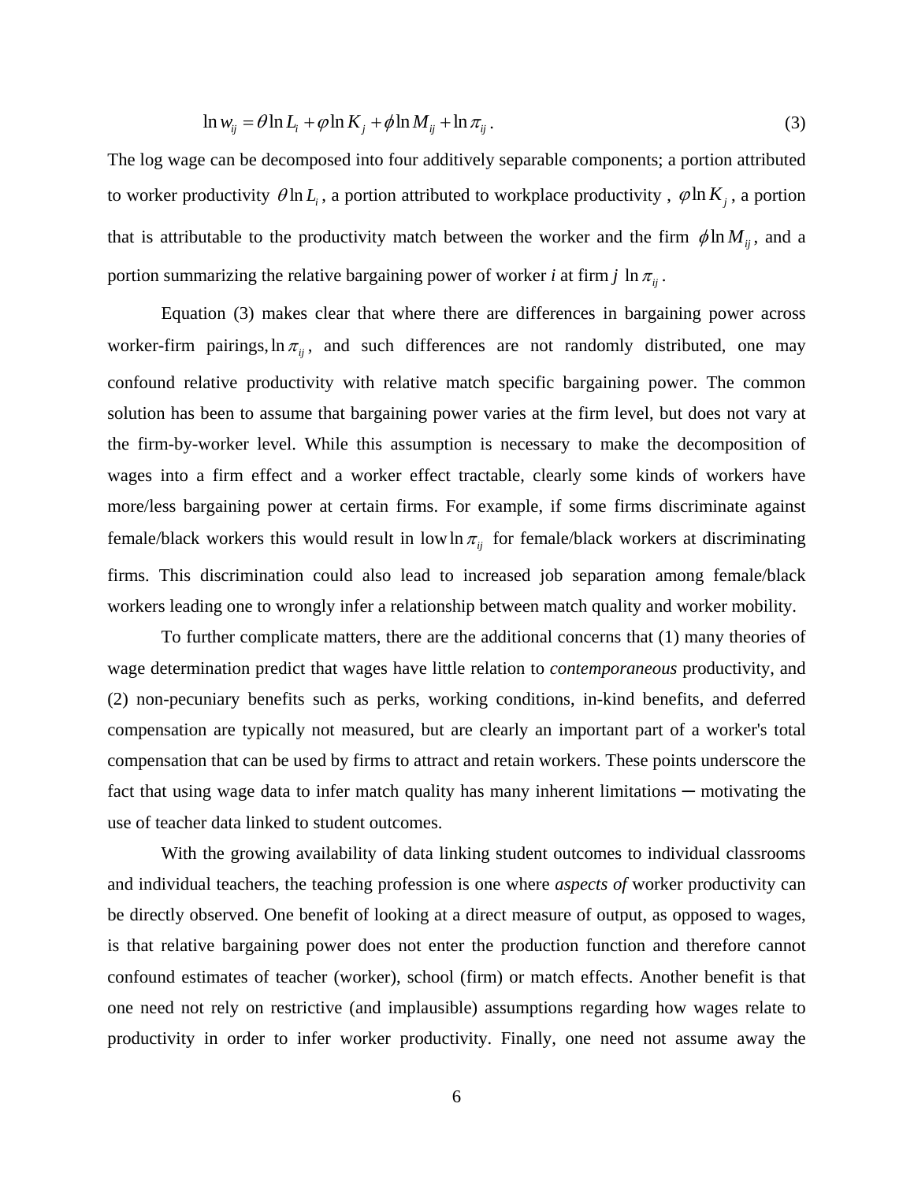$$\ln w_{ij} = \theta \ln L_i + \varphi \ln K_j + \phi \ln M_{ij} + \ln \pi_{ij} . \tag{3}$$

The log wage can be decomposed into four additively separable components; a portion attributed to worker productivity $\theta \ln L_i$, a portion attributed to workplace productivity , $\varphi \ln K_j$, a portion that is attributable to the productivity match between the worker and the firm $\phi \ln M_{ij}$, and a portion summarizing the relative bargaining power of worker *i* at firm *j* $\ln \pi_{ij}$.

Equation (3) makes clear that where there are differences in bargaining power across worker-firm pairings, $\ln \pi_{ij}$, and such differences are not randomly distributed, one may confound relative productivity with relative match specific bargaining power. The common solution has been to assume that bargaining power varies at the firm level, but does not vary at the firm-by-worker level. While this assumption is necessary to make the decomposition of wages into a firm effect and a worker effect tractable, clearly some kinds of workers have more/less bargaining power at certain firms. For example, if some firms discriminate against female/black workers this would result in low $\ln \pi_{ij}$ for female/black workers at discriminating firms. This discrimination could also lead to increased job separation among female/black workers leading one to wrongly infer a relationship between match quality and worker mobility.

To further complicate matters, there are the additional concerns that (1) many theories of wage determination predict that wages have little relation to *contemporaneous* productivity, and (2) non-pecuniary benefits such as perks, working conditions, in-kind benefits, and deferred compensation are typically not measured, but are clearly an important part of a worker's total compensation that can be used by firms to attract and retain workers. These points underscore the fact that using wage data to infer match quality has many inherent limitations ─ motivating the use of teacher data linked to student outcomes.

With the growing availability of data linking student outcomes to individual classrooms and individual teachers, the teaching profession is one where *aspects of* worker productivity can be directly observed. One benefit of looking at a direct measure of output, as opposed to wages, is that relative bargaining power does not enter the production function and therefore cannot confound estimates of teacher (worker), school (firm) or match effects. Another benefit is that one need not rely on restrictive (and implausible) assumptions regarding how wages relate to productivity in order to infer worker productivity. Finally, one need not assume away the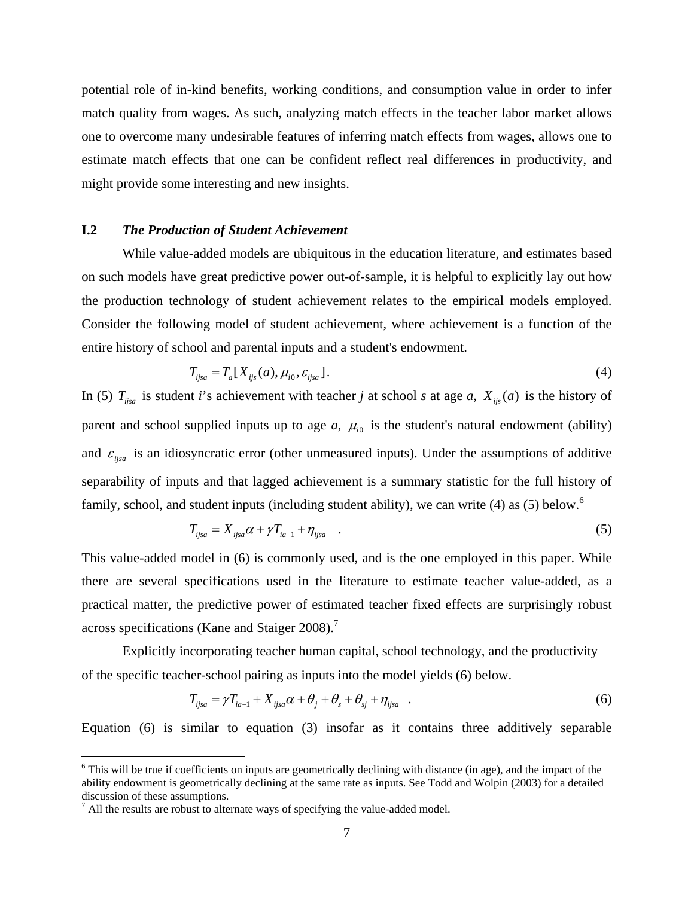potential role of in-kind benefits, working conditions, and consumption value in order to infer match quality from wages. As such, analyzing match effects in the teacher labor market allows one to overcome many undesirable features of inferring match effects from wages, allows one to estimate match effects that one can be confident reflect real differences in productivity, and might provide some interesting and new insights.

### I.2 *The Production of Student Achievement*

While value-added models are ubiquitous in the education literature, and estimates based on such models have great predictive power out-of-sample, it is helpful to explicitly lay out how the production technology of student achievement relates to the empirical models employed. Consider the following model of student achievement, where achievement is a function of the entire history of school and parental inputs and a student's endowment.

$$T_{ijsa} = T_a[X_{ijs}(a), \mu_{i0}, \varepsilon_{ijsa}]. \tag{4}$$

In (5) $T_{ijsa}$ is student *i*'s achievement with teacher *j* at school *s* at age *a*, $X_{ijs}(a)$ is the history of parent and school supplied inputs up to age *a*, $\mu_{i0}$ is the student's natural endowment (ability) and $\varepsilon_{ijsa}$ is an idiosyncratic error (other unmeasured inputs). Under the assumptions of additive separability of inputs and that lagged achievement is a summary statistic for the full history of family, school, and student inputs (including student ability), we can write (4) as (5) below.[6]

$$T_{ijsa} = X_{ijsa}\alpha + \gamma T_{ia-1} + \eta_{ijsa} \quad . \tag{5}$$

This value-added model in (6) is commonly used, and is the one employed in this paper. While there are several specifications used in the literature to estimate teacher value-added, as a practical matter, the predictive power of estimated teacher fixed effects are surprisingly robust across specifications (Kane and Staiger 2008).[7]

Explicitly incorporating teacher human capital, school technology, and the productivity of the specific teacher-school pairing as inputs into the model yields (6) below.

$$T_{ijsa} = \gamma T_{ia-1} + X_{ijsa}\alpha + \theta_j + \theta_s + \theta_{sj} + \eta_{ijsa} \quad . \tag{6}$$

Equation (6) is similar to equation (3) insofar as it contains three additively separable

---

[6] This will be true if coefficients on inputs are geometrically declining with distance (in age), and the impact of the ability endowment is geometrically declining at the same rate as inputs. See Todd and Wolpin (2003) for a detailed discussion of these assumptions.

[7] All the results are robust to alternate ways of specifying the value-added model.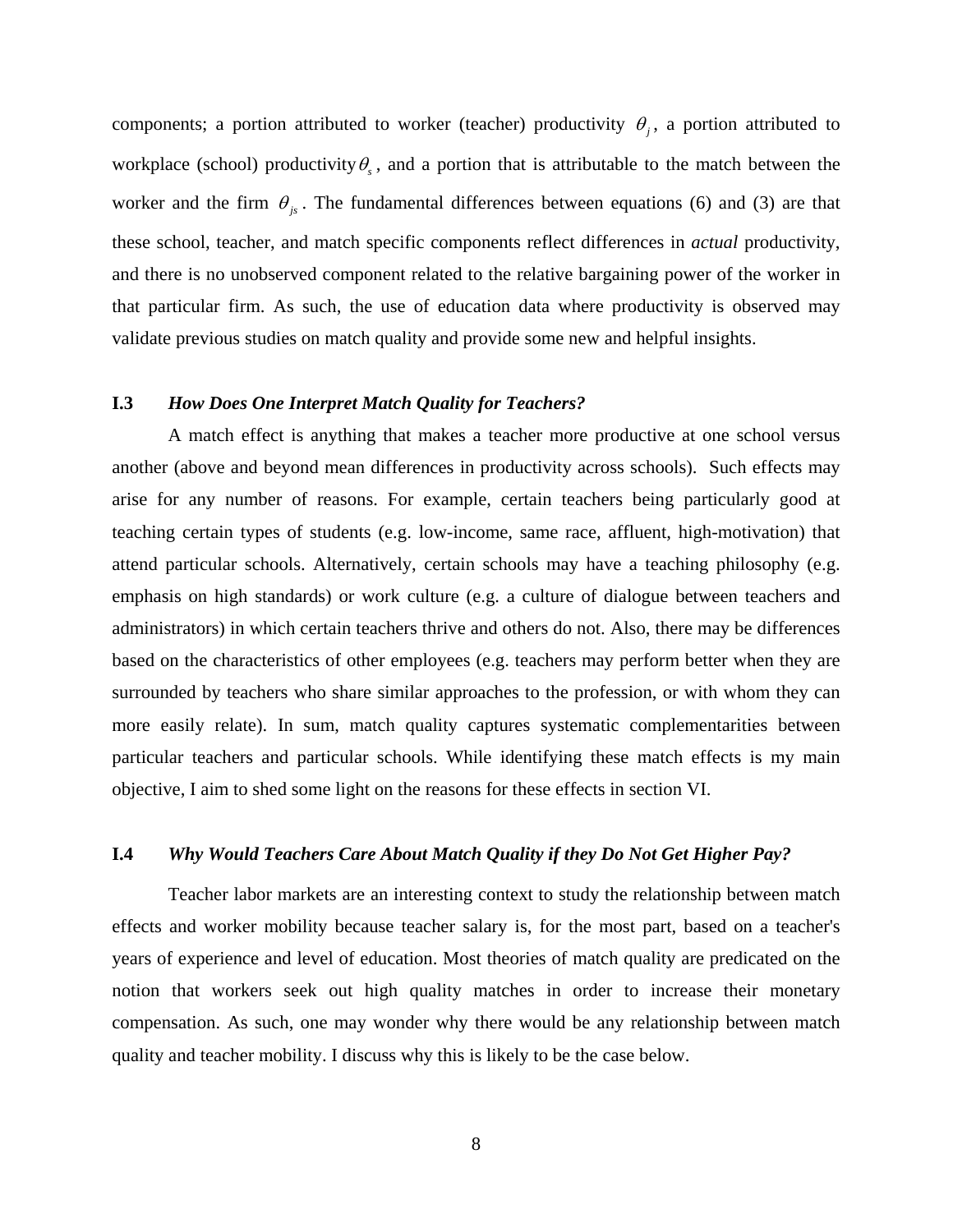components; a portion attributed to worker (teacher) productivity $\theta_j$, a portion attributed to workplace (school) productivity $\theta_s$, and a portion that is attributable to the match between the worker and the firm $\theta_{js}$. The fundamental differences between equations (6) and (3) are that these school, teacher, and match specific components reflect differences in *actual* productivity, and there is no unobserved component related to the relative bargaining power of the worker in that particular firm. As such, the use of education data where productivity is observed may validate previous studies on match quality and provide some new and helpful insights.

### I.3 *How Does One Interpret Match Quality for Teachers?*

A match effect is anything that makes a teacher more productive at one school versus another (above and beyond mean differences in productivity across schools). Such effects may arise for any number of reasons. For example, certain teachers being particularly good at teaching certain types of students (e.g. low-income, same race, affluent, high-motivation) that attend particular schools. Alternatively, certain schools may have a teaching philosophy (e.g. emphasis on high standards) or work culture (e.g. a culture of dialogue between teachers and administrators) in which certain teachers thrive and others do not. Also, there may be differences based on the characteristics of other employees (e.g. teachers may perform better when they are surrounded by teachers who share similar approaches to the profession, or with whom they can more easily relate). In sum, match quality captures systematic complementarities between particular teachers and particular schools. While identifying these match effects is my main objective, I aim to shed some light on the reasons for these effects in section VI.

### I.4 *Why Would Teachers Care About Match Quality if they Do Not Get Higher Pay?*

Teacher labor markets are an interesting context to study the relationship between match effects and worker mobility because teacher salary is, for the most part, based on a teacher's years of experience and level of education. Most theories of match quality are predicated on the notion that workers seek out high quality matches in order to increase their monetary compensation. As such, one may wonder why there would be any relationship between match quality and teacher mobility. I discuss why this is likely to be the case below.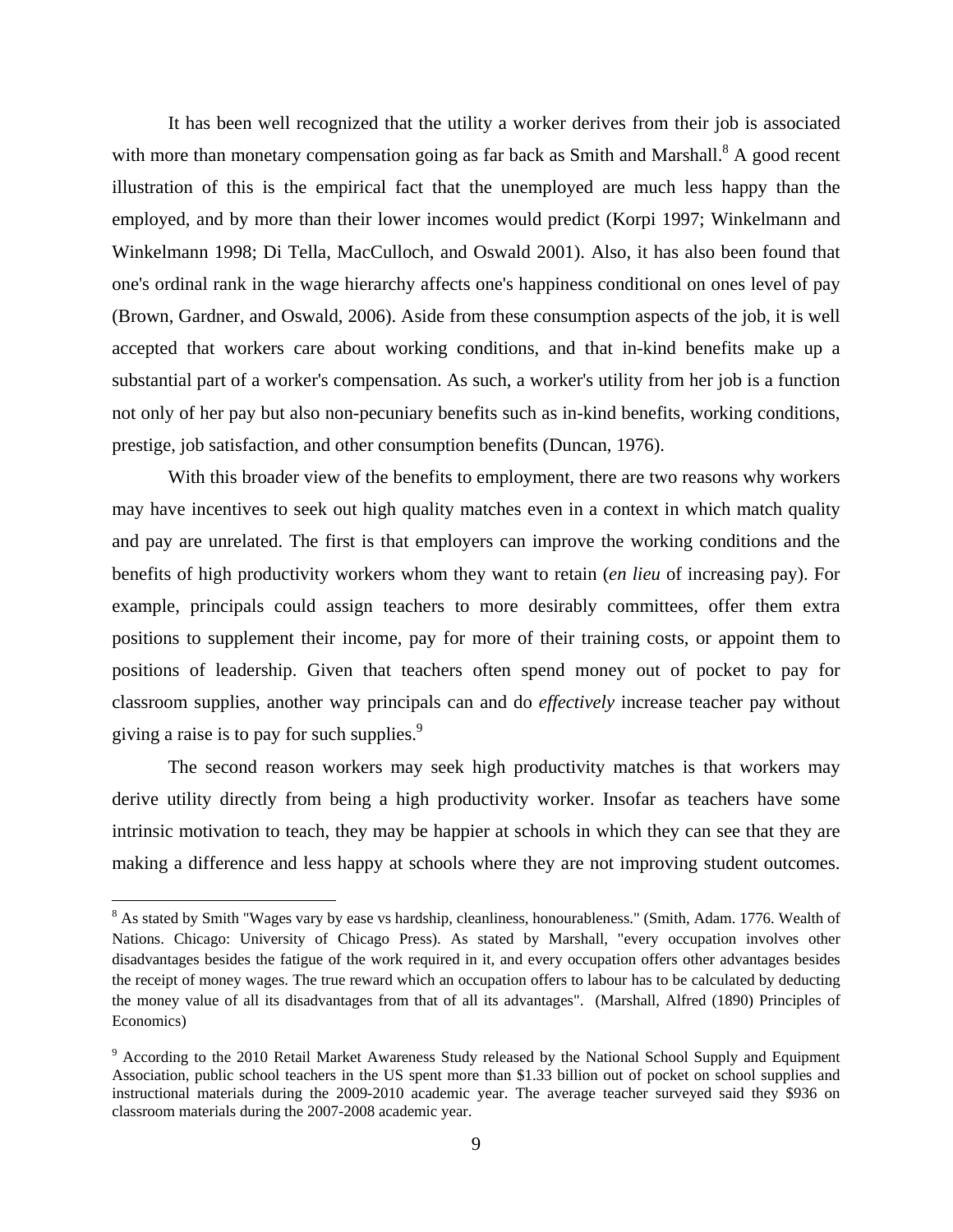It has been well recognized that the utility a worker derives from their job is associated with more than monetary compensation going as far back as Smith and Marshall.[8] A good recent illustration of this is the empirical fact that the unemployed are much less happy than the employed, and by more than their lower incomes would predict (Korpi 1997; Winkelmann and Winkelmann 1998; Di Tella, MacCulloch, and Oswald 2001). Also, it has also been found that one's ordinal rank in the wage hierarchy affects one's happiness conditional on ones level of pay (Brown, Gardner, and Oswald, 2006). Aside from these consumption aspects of the job, it is well accepted that workers care about working conditions, and that in-kind benefits make up a substantial part of a worker's compensation. As such, a worker's utility from her job is a function not only of her pay but also non-pecuniary benefits such as in-kind benefits, working conditions, prestige, job satisfaction, and other consumption benefits (Duncan, 1976).

With this broader view of the benefits to employment, there are two reasons why workers may have incentives to seek out high quality matches even in a context in which match quality and pay are unrelated. The first is that employers can improve the working conditions and the benefits of high productivity workers whom they want to retain (*en lieu* of increasing pay). For example, principals could assign teachers to more desirably committees, offer them extra positions to supplement their income, pay for more of their training costs, or appoint them to positions of leadership. Given that teachers often spend money out of pocket to pay for classroom supplies, another way principals can and do *effectively* increase teacher pay without giving a raise is to pay for such supplies.[9]

The second reason workers may seek high productivity matches is that workers may derive utility directly from being a high productivity worker. Insofar as teachers have some intrinsic motivation to teach, they may be happier at schools in which they can see that they are making a difference and less happy at schools where they are not improving student outcomes.

[8] As stated by Smith "Wages vary by ease vs hardship, cleanliness, honourableness." (Smith, Adam. 1776. Wealth of Nations. Chicago: University of Chicago Press). As stated by Marshall, "every occupation involves other disadvantages besides the fatigue of the work required in it, and every occupation offers other advantages besides the receipt of money wages. The true reward which an occupation offers to labour has to be calculated by deducting the money value of all its disadvantages from that of all its advantages". (Marshall, Alfred (1890) Principles of Economics)

[9] According to the 2010 Retail Market Awareness Study released by the National School Supply and Equipment Association, public school teachers in the US spent more than $1.33 billion out of pocket on school supplies and instructional materials during the 2009-2010 academic year. The average teacher surveyed said they $936 on classroom materials during the 2007-2008 academic year.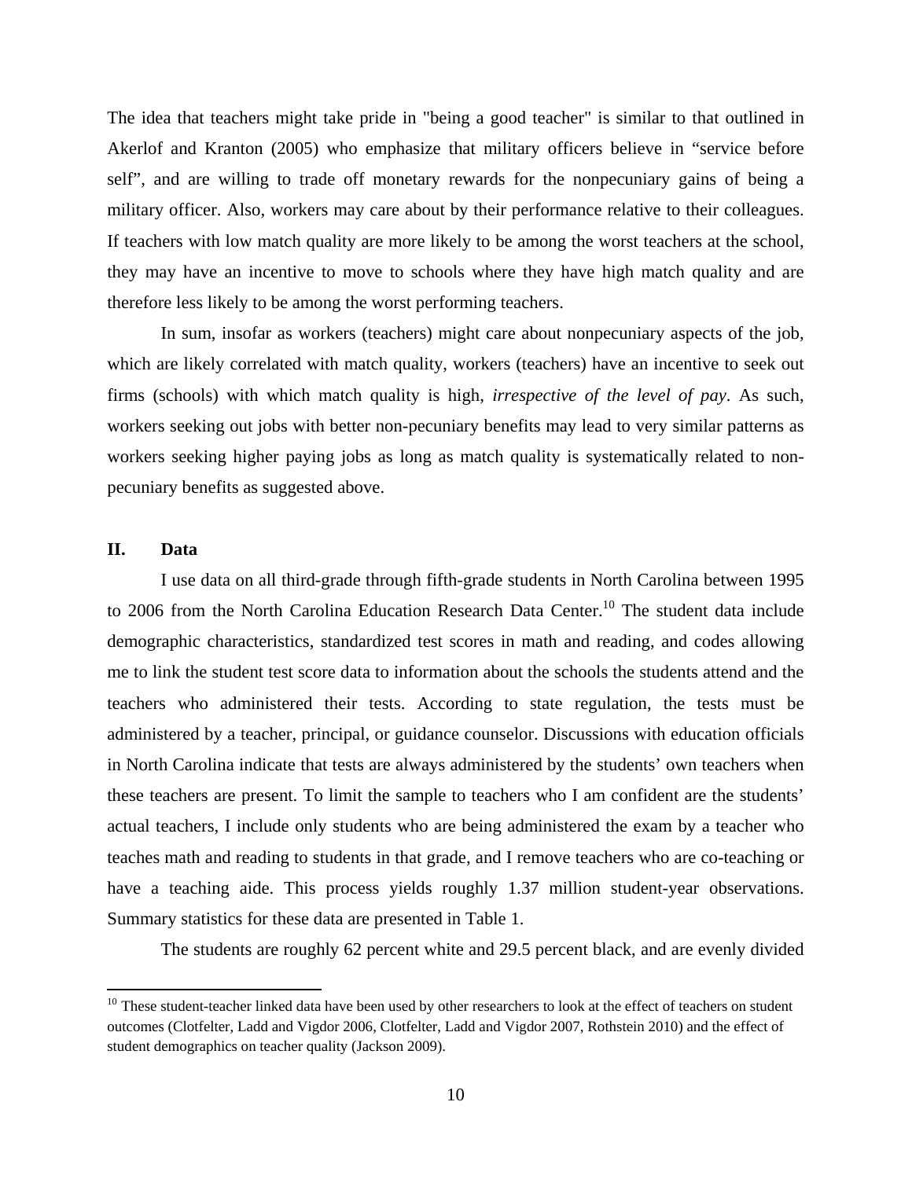The idea that teachers might take pride in "being a good teacher" is similar to that outlined in Akerlof and Kranton (2005) who emphasize that military officers believe in "service before self", and are willing to trade off monetary rewards for the nonpecuniary gains of being a military officer. Also, workers may care about by their performance relative to their colleagues. If teachers with low match quality are more likely to be among the worst teachers at the school, they may have an incentive to move to schools where they have high match quality and are therefore less likely to be among the worst performing teachers.

In sum, insofar as workers (teachers) might care about nonpecuniary aspects of the job, which are likely correlated with match quality, workers (teachers) have an incentive to seek out firms (schools) with which match quality is high, *irrespective of the level of pay*. As such, workers seeking out jobs with better non-pecuniary benefits may lead to very similar patterns as workers seeking higher paying jobs as long as match quality is systematically related to non-pecuniary benefits as suggested above.

## II. Data

I use data on all third-grade through fifth-grade students in North Carolina between 1995 to 2006 from the North Carolina Education Research Data Center.[10] The student data include demographic characteristics, standardized test scores in math and reading, and codes allowing me to link the student test score data to information about the schools the students attend and the teachers who administered their tests. According to state regulation, the tests must be administered by a teacher, principal, or guidance counselor. Discussions with education officials in North Carolina indicate that tests are always administered by the students' own teachers when these teachers are present. To limit the sample to teachers who I am confident are the students' actual teachers, I include only students who are being administered the exam by a teacher who teaches math and reading to students in that grade, and I remove teachers who are co-teaching or have a teaching aide. This process yields roughly 1.37 million student-year observations. Summary statistics for these data are presented in Table 1.

The students are roughly 62 percent white and 29.5 percent black, and are evenly divided

[10] These student-teacher linked data have been used by other researchers to look at the effect of teachers on student outcomes (Clotfelter, Ladd and Vigdor 2006, Clotfelter, Ladd and Vigdor 2007, Rothstein 2010) and the effect of student demographics on teacher quality (Jackson 2009).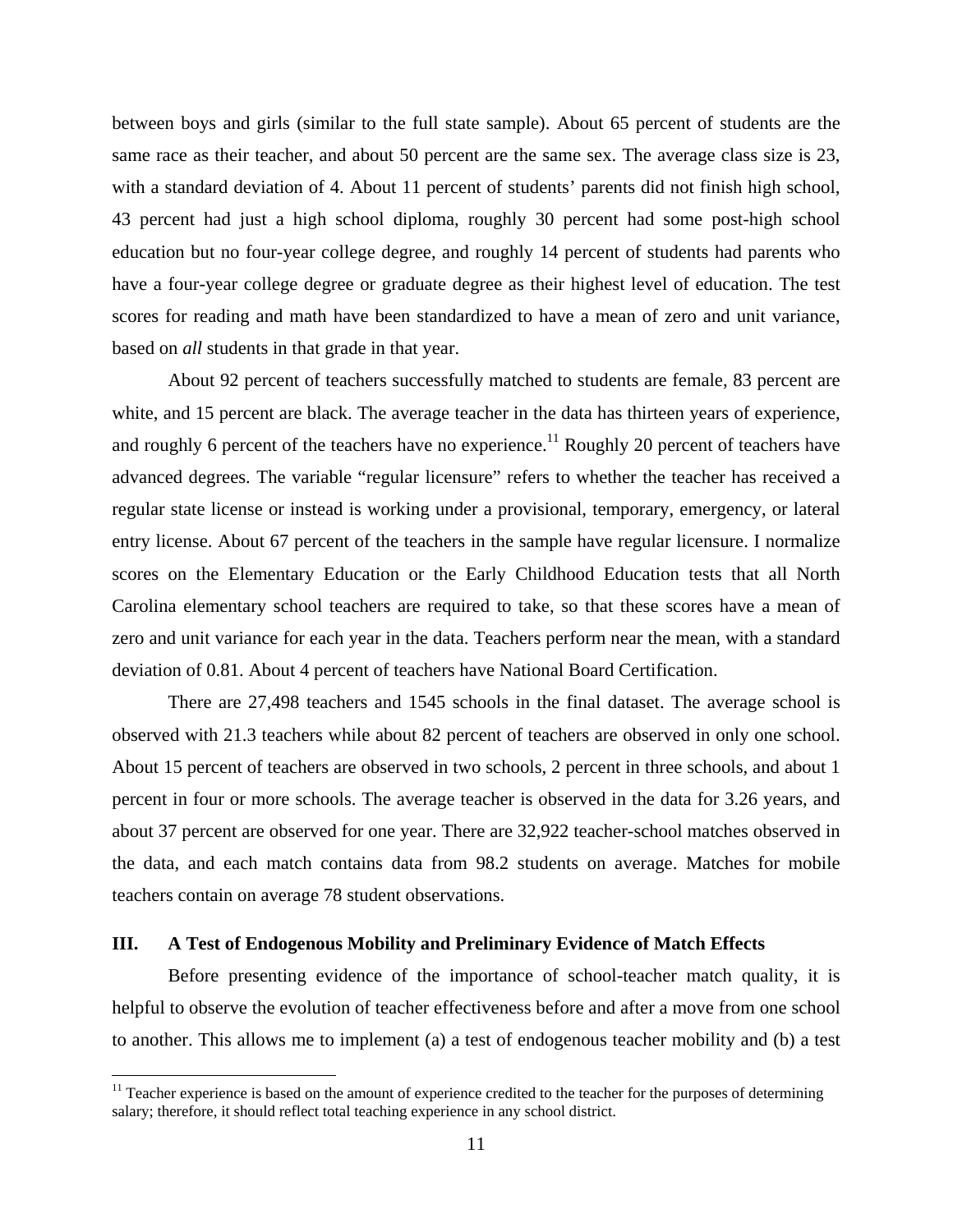between boys and girls (similar to the full state sample). About 65 percent of students are the same race as their teacher, and about 50 percent are the same sex. The average class size is 23, with a standard deviation of 4. About 11 percent of students' parents did not finish high school, 43 percent had just a high school diploma, roughly 30 percent had some post-high school education but no four-year college degree, and roughly 14 percent of students had parents who have a four-year college degree or graduate degree as their highest level of education. The test scores for reading and math have been standardized to have a mean of zero and unit variance, based on *all* students in that grade in that year.

About 92 percent of teachers successfully matched to students are female, 83 percent are white, and 15 percent are black. The average teacher in the data has thirteen years of experience, and roughly 6 percent of the teachers have no experience.[11] Roughly 20 percent of teachers have advanced degrees. The variable "regular licensure" refers to whether the teacher has received a regular state license or instead is working under a provisional, temporary, emergency, or lateral entry license. About 67 percent of the teachers in the sample have regular licensure. I normalize scores on the Elementary Education or the Early Childhood Education tests that all North Carolina elementary school teachers are required to take, so that these scores have a mean of zero and unit variance for each year in the data. Teachers perform near the mean, with a standard deviation of 0.81. About 4 percent of teachers have National Board Certification.

There are 27,498 teachers and 1545 schools in the final dataset. The average school is observed with 21.3 teachers while about 82 percent of teachers are observed in only one school. About 15 percent of teachers are observed in two schools, 2 percent in three schools, and about 1 percent in four or more schools. The average teacher is observed in the data for 3.26 years, and about 37 percent are observed for one year. There are 32,922 teacher-school matches observed in the data, and each match contains data from 98.2 students on average. Matches for mobile teachers contain on average 78 student observations.

## III. A Test of Endogenous Mobility and Preliminary Evidence of Match Effects

Before presenting evidence of the importance of school-teacher match quality, it is helpful to observe the evolution of teacher effectiveness before and after a move from one school to another. This allows me to implement (a) a test of endogenous teacher mobility and (b) a test

[11] Teacher experience is based on the amount of experience credited to the teacher for the purposes of determining salary; therefore, it should reflect total teaching experience in any school district.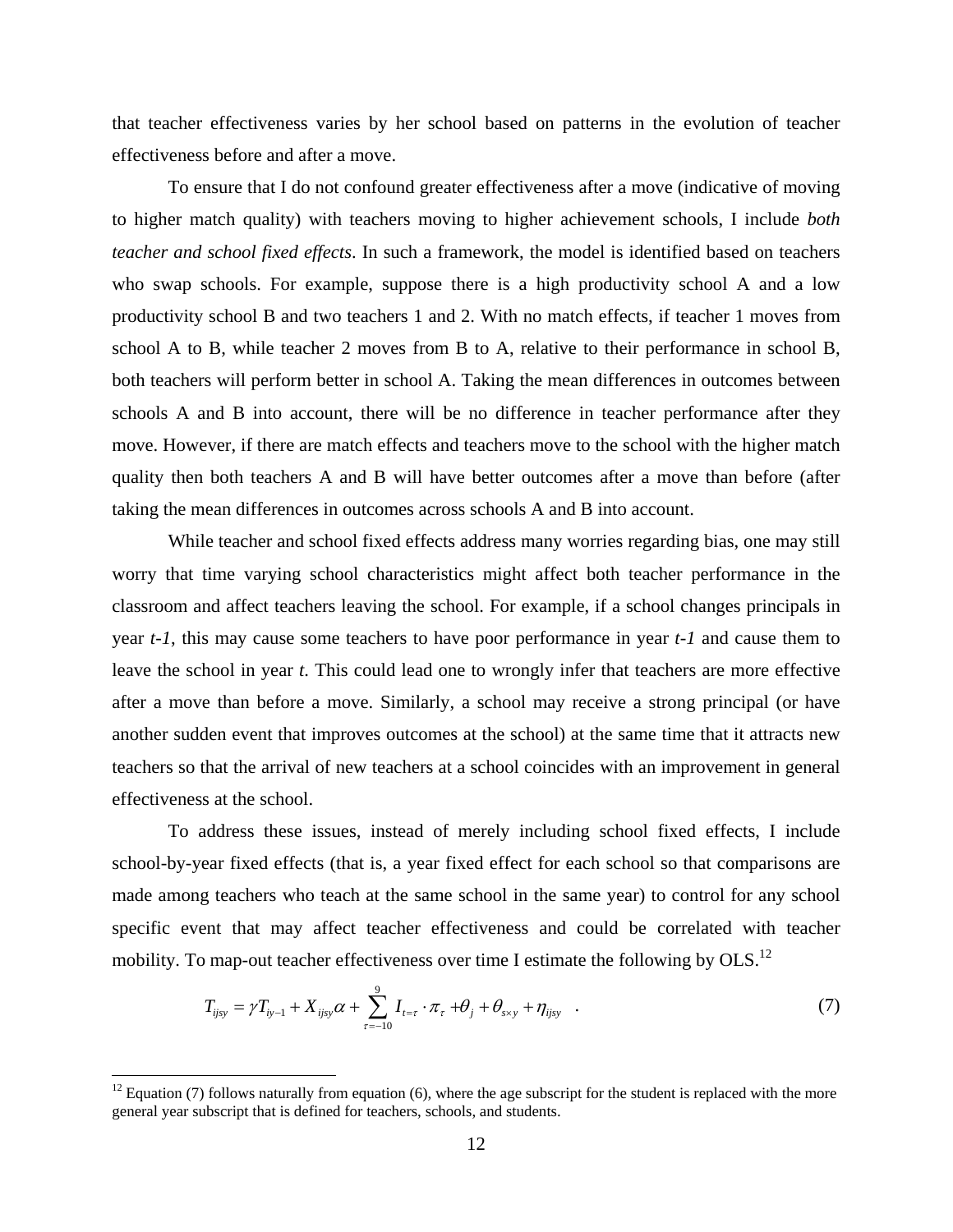that teacher effectiveness varies by her school based on patterns in the evolution of teacher effectiveness before and after a move.

To ensure that I do not confound greater effectiveness after a move (indicative of moving to higher match quality) with teachers moving to higher achievement schools, I include *both teacher and school fixed effects*. In such a framework, the model is identified based on teachers who swap schools. For example, suppose there is a high productivity school A and a low productivity school B and two teachers 1 and 2. With no match effects, if teacher 1 moves from school A to B, while teacher 2 moves from B to A, relative to their performance in school B, both teachers will perform better in school A. Taking the mean differences in outcomes between schools A and B into account, there will be no difference in teacher performance after they move. However, if there are match effects and teachers move to the school with the higher match quality then both teachers A and B will have better outcomes after a move than before (after taking the mean differences in outcomes across schools A and B into account.

While teacher and school fixed effects address many worries regarding bias, one may still worry that time varying school characteristics might affect both teacher performance in the classroom and affect teachers leaving the school. For example, if a school changes principals in year *t-1*, this may cause some teachers to have poor performance in year *t-1* and cause them to leave the school in year *t*. This could lead one to wrongly infer that teachers are more effective after a move than before a move. Similarly, a school may receive a strong principal (or have another sudden event that improves outcomes at the school) at the same time that it attracts new teachers so that the arrival of new teachers at a school coincides with an improvement in general effectiveness at the school.

To address these issues, instead of merely including school fixed effects, I include school-by-year fixed effects (that is, a year fixed effect for each school so that comparisons are made among teachers who teach at the same school in the same year) to control for any school specific event that may affect teacher effectiveness and could be correlated with teacher mobility. To map-out teacher effectiveness over time I estimate the following by OLS.[12]

$$T_{ijsy} = \gamma T_{iy-1} + X_{ijsy}\alpha + \sum_{\tau=-10}^{9} I_{t=\tau} \cdot \pi_{\tau} + \theta_j + \theta_{s\times y} + \eta_{ijsy} \quad . \tag{7}$$

[12] Equation (7) follows naturally from equation (6), where the age subscript for the student is replaced with the more general year subscript that is defined for teachers, schools, and students.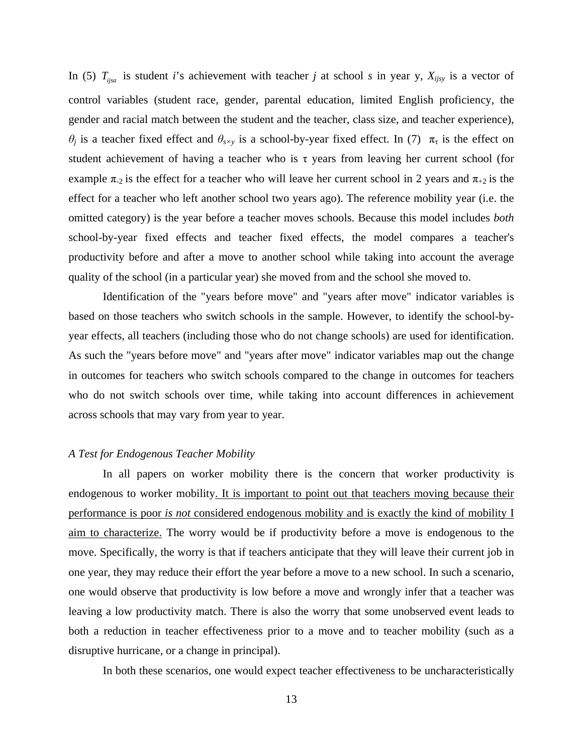In (5) $T_{ijsa}$ is student *i*'s achievement with teacher *j* at school *s* in year y, $X_{ijsy}$ is a vector of control variables (student race, gender, parental education, limited English proficiency, the gender and racial match between the student and the teacher, class size, and teacher experience), $\theta_j$ is a teacher fixed effect and $\theta_{s\times y}$ is a school-by-year fixed effect. In (7) $\pi_\tau$ is the effect on student achievement of having a teacher who is $\tau$ years from leaving her current school (for example $\pi_{-2}$ is the effect for a teacher who will leave her current school in 2 years and $\pi_{+2}$ is the effect for a teacher who left another school two years ago). The reference mobility year (i.e. the omitted category) is the year before a teacher moves schools. Because this model includes *both* school-by-year fixed effects and teacher fixed effects, the model compares a teacher's productivity before and after a move to another school while taking into account the average quality of the school (in a particular year) she moved from and the school she moved to.

Identification of the "years before move" and "years after move" indicator variables is based on those teachers who switch schools in the sample. However, to identify the school-by-year effects, all teachers (including those who do not change schools) are used for identification. As such the "years before move" and "years after move" indicator variables map out the change in outcomes for teachers who switch schools compared to the change in outcomes for teachers who do not switch schools over time, while taking into account differences in achievement across schools that may vary from year to year.

*A Test for Endogenous Teacher Mobility*

In all papers on worker mobility there is the concern that worker productivity is endogenous to worker mobility. It is important to point out that teachers moving because their performance is poor *is not* considered endogenous mobility and is exactly the kind of mobility I aim to characterize. The worry would be if productivity before a move is endogenous to the move. Specifically, the worry is that if teachers anticipate that they will leave their current job in one year, they may reduce their effort the year before a move to a new school. In such a scenario, one would observe that productivity is low before a move and wrongly infer that a teacher was leaving a low productivity match. There is also the worry that some unobserved event leads to both a reduction in teacher effectiveness prior to a move and to teacher mobility (such as a disruptive hurricane, or a change in principal).

In both these scenarios, one would expect teacher effectiveness to be uncharacteristically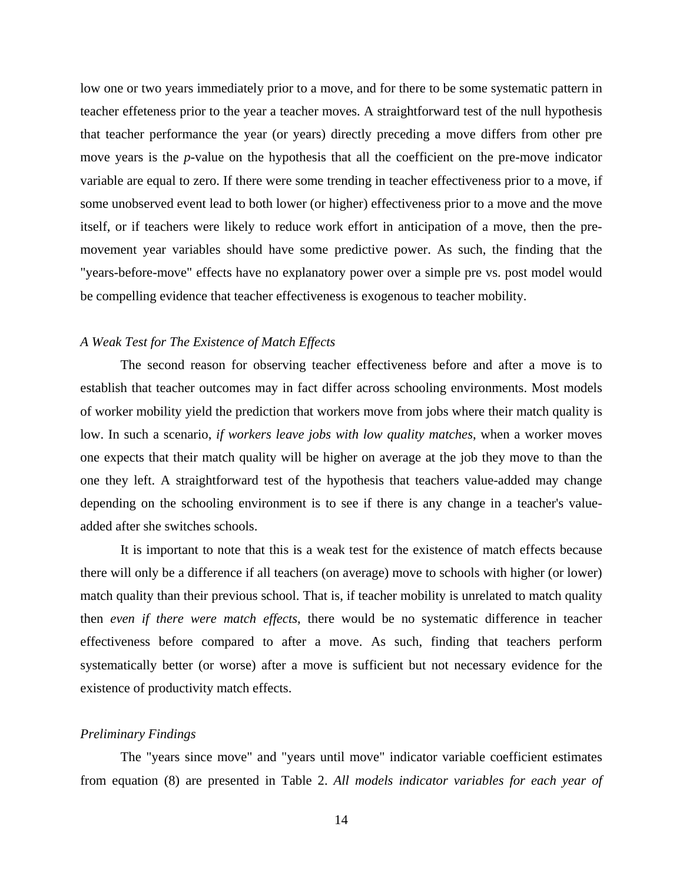low one or two years immediately prior to a move, and for there to be some systematic pattern in teacher effeteness prior to the year a teacher moves. A straightforward test of the null hypothesis that teacher performance the year (or years) directly preceding a move differs from other pre move years is the *p*-value on the hypothesis that all the coefficient on the pre-move indicator variable are equal to zero. If there were some trending in teacher effectiveness prior to a move, if some unobserved event lead to both lower (or higher) effectiveness prior to a move and the move itself, or if teachers were likely to reduce work effort in anticipation of a move, then the pre-movement year variables should have some predictive power. As such, the finding that the "years-before-move" effects have no explanatory power over a simple pre vs. post model would be compelling evidence that teacher effectiveness is exogenous to teacher mobility.

*A Weak Test for The Existence of Match Effects*

The second reason for observing teacher effectiveness before and after a move is to establish that teacher outcomes may in fact differ across schooling environments. Most models of worker mobility yield the prediction that workers move from jobs where their match quality is low. In such a scenario, *if workers leave jobs with low quality matches*, when a worker moves one expects that their match quality will be higher on average at the job they move to than the one they left. A straightforward test of the hypothesis that teachers value-added may change depending on the schooling environment is to see if there is any change in a teacher's value-added after she switches schools.

It is important to note that this is a weak test for the existence of match effects because there will only be a difference if all teachers (on average) move to schools with higher (or lower) match quality than their previous school. That is, if teacher mobility is unrelated to match quality then *even if there were match effects*, there would be no systematic difference in teacher effectiveness before compared to after a move. As such, finding that teachers perform systematically better (or worse) after a move is sufficient but not necessary evidence for the existence of productivity match effects.

*Preliminary Findings*

The "years since move" and "years until move" indicator variable coefficient estimates from equation (8) are presented in Table 2. *All models indicator variables for each year of*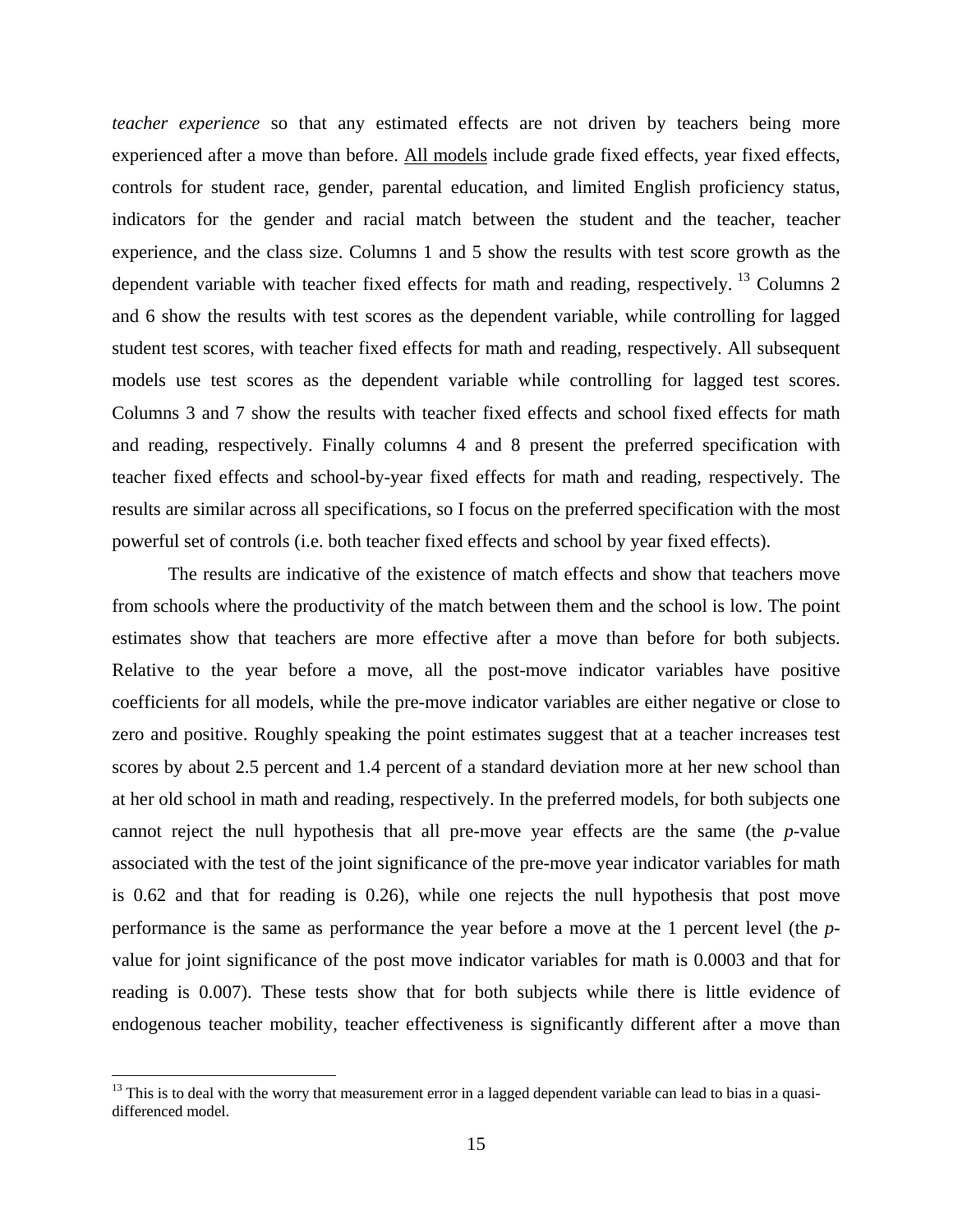*teacher experience* so that any estimated effects are not driven by teachers being more experienced after a move than before. All models include grade fixed effects, year fixed effects, controls for student race, gender, parental education, and limited English proficiency status, indicators for the gender and racial match between the student and the teacher, teacher experience, and the class size. Columns 1 and 5 show the results with test score growth as the dependent variable with teacher fixed effects for math and reading, respectively. [13] Columns 2 and 6 show the results with test scores as the dependent variable, while controlling for lagged student test scores, with teacher fixed effects for math and reading, respectively. All subsequent models use test scores as the dependent variable while controlling for lagged test scores. Columns 3 and 7 show the results with teacher fixed effects and school fixed effects for math and reading, respectively. Finally columns 4 and 8 present the preferred specification with teacher fixed effects and school-by-year fixed effects for math and reading, respectively. The results are similar across all specifications, so I focus on the preferred specification with the most powerful set of controls (i.e. both teacher fixed effects and school by year fixed effects).

The results are indicative of the existence of match effects and show that teachers move from schools where the productivity of the match between them and the school is low. The point estimates show that teachers are more effective after a move than before for both subjects. Relative to the year before a move, all the post-move indicator variables have positive coefficients for all models, while the pre-move indicator variables are either negative or close to zero and positive. Roughly speaking the point estimates suggest that at a teacher increases test scores by about 2.5 percent and 1.4 percent of a standard deviation more at her new school than at her old school in math and reading, respectively. In the preferred models, for both subjects one cannot reject the null hypothesis that all pre-move year effects are the same (the *p*-value associated with the test of the joint significance of the pre-move year indicator variables for math is 0.62 and that for reading is 0.26), while one rejects the null hypothesis that post move performance is the same as performance the year before a move at the 1 percent level (the *p*-value for joint significance of the post move indicator variables for math is 0.0003 and that for reading is 0.007). These tests show that for both subjects while there is little evidence of endogenous teacher mobility, teacher effectiveness is significantly different after a move than

[13] This is to deal with the worry that measurement error in a lagged dependent variable can lead to bias in a quasi-differenced model.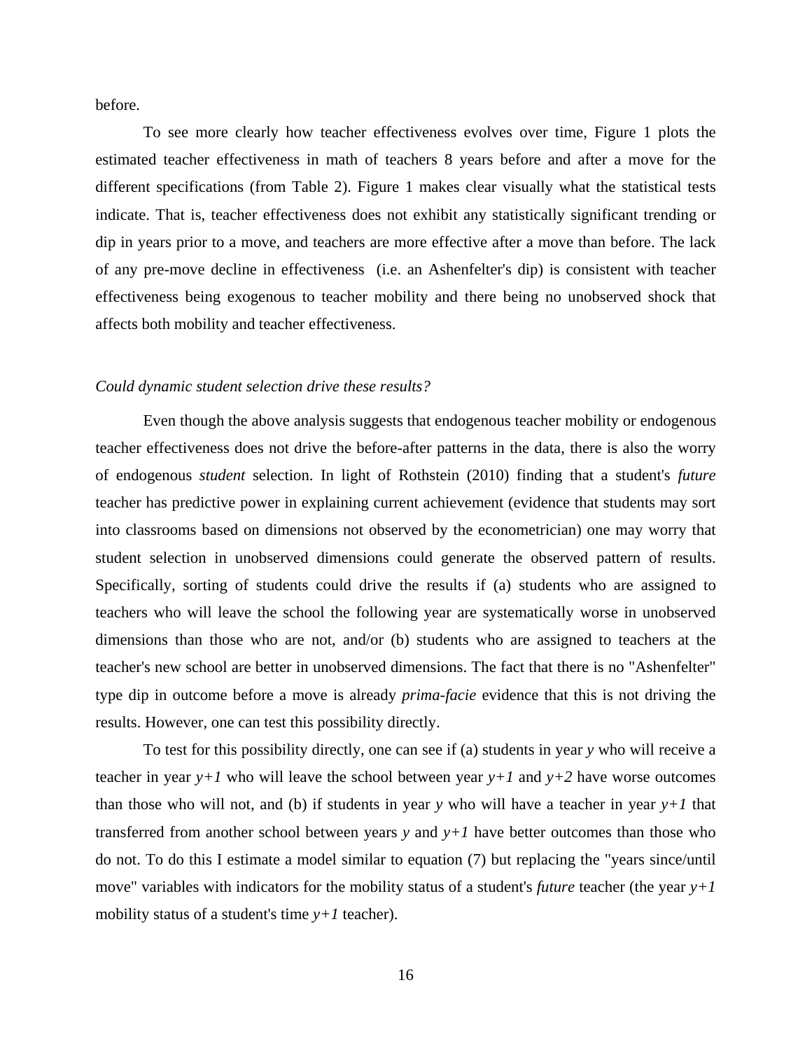before.

To see more clearly how teacher effectiveness evolves over time, Figure 1 plots the estimated teacher effectiveness in math of teachers 8 years before and after a move for the different specifications (from Table 2). Figure 1 makes clear visually what the statistical tests indicate. That is, teacher effectiveness does not exhibit any statistically significant trending or dip in years prior to a move, and teachers are more effective after a move than before. The lack of any pre-move decline in effectiveness (i.e. an Ashenfelter's dip) is consistent with teacher effectiveness being exogenous to teacher mobility and there being no unobserved shock that affects both mobility and teacher effectiveness.

*Could dynamic student selection drive these results?*

Even though the above analysis suggests that endogenous teacher mobility or endogenous teacher effectiveness does not drive the before-after patterns in the data, there is also the worry of endogenous *student* selection. In light of Rothstein (2010) finding that a student's *future* teacher has predictive power in explaining current achievement (evidence that students may sort into classrooms based on dimensions not observed by the econometrician) one may worry that student selection in unobserved dimensions could generate the observed pattern of results. Specifically, sorting of students could drive the results if (a) students who are assigned to teachers who will leave the school the following year are systematically worse in unobserved dimensions than those who are not, and/or (b) students who are assigned to teachers at the teacher's new school are better in unobserved dimensions. The fact that there is no "Ashenfelter" type dip in outcome before a move is already *prima-facie* evidence that this is not driving the results. However, one can test this possibility directly.

To test for this possibility directly, one can see if (a) students in year $y$ who will receive a teacher in year $y+1$ who will leave the school between year $y+1$ and $y+2$ have worse outcomes than those who will not, and (b) if students in year $y$ who will have a teacher in year $y+1$ that transferred from another school between years $y$ and $y+1$ have better outcomes than those who do not. To do this I estimate a model similar to equation (7) but replacing the "years since/until move" variables with indicators for the mobility status of a student's *future* teacher (the year $y+1$ mobility status of a student's time $y+1$ teacher).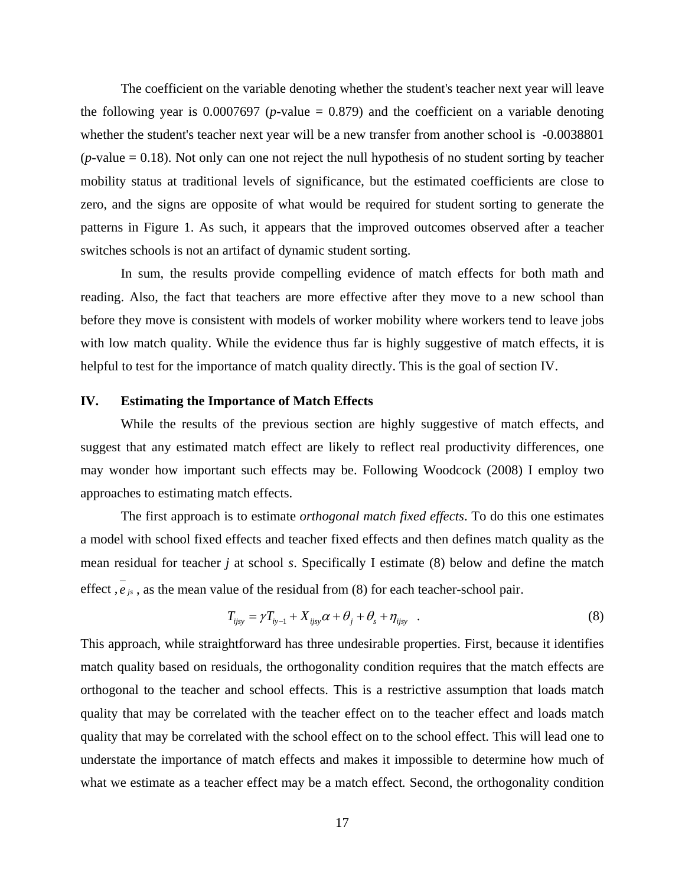The coefficient on the variable denoting whether the student's teacher next year will leave the following year is 0.0007697 ($p$-value = 0.879) and the coefficient on a variable denoting whether the student's teacher next year will be a new transfer from another school is -0.0038801 ($p$-value = 0.18). Not only can one not reject the null hypothesis of no student sorting by teacher mobility status at traditional levels of significance, but the estimated coefficients are close to zero, and the signs are opposite of what would be required for student sorting to generate the patterns in Figure 1. As such, it appears that the improved outcomes observed after a teacher switches schools is not an artifact of dynamic student sorting.

In sum, the results provide compelling evidence of match effects for both math and reading. Also, the fact that teachers are more effective after they move to a new school than before they move is consistent with models of worker mobility where workers tend to leave jobs with low match quality. While the evidence thus far is highly suggestive of match effects, it is helpful to test for the importance of match quality directly. This is the goal of section IV.

## IV. Estimating the Importance of Match Effects

While the results of the previous section are highly suggestive of match effects, and suggest that any estimated match effect are likely to reflect real productivity differences, one may wonder how important such effects may be. Following Woodcock (2008) I employ two approaches to estimating match effects.

The first approach is to estimate *orthogonal match fixed effects*. To do this one estimates a model with school fixed effects and teacher fixed effects and then defines match quality as the mean residual for teacher $j$ at school $s$. Specifically I estimate (8) below and define the match effect , $\bar{e}_{js}$ , as the mean value of the residual from (8) for each teacher-school pair.

$$T_{ijsy} = \gamma T_{iy-1} + X_{ijsy}\alpha + \theta_j + \theta_s + \eta_{ijsy} \quad . \tag{8}$$

This approach, while straightforward has three undesirable properties. First, because it identifies match quality based on residuals, the orthogonality condition requires that the match effects are orthogonal to the teacher and school effects. This is a restrictive assumption that loads match quality that may be correlated with the teacher effect on to the teacher effect and loads match quality that may be correlated with the school effect on to the school effect. This will lead one to understate the importance of match effects and makes it impossible to determine how much of what we estimate as a teacher effect may be a match effect. Second, the orthogonality condition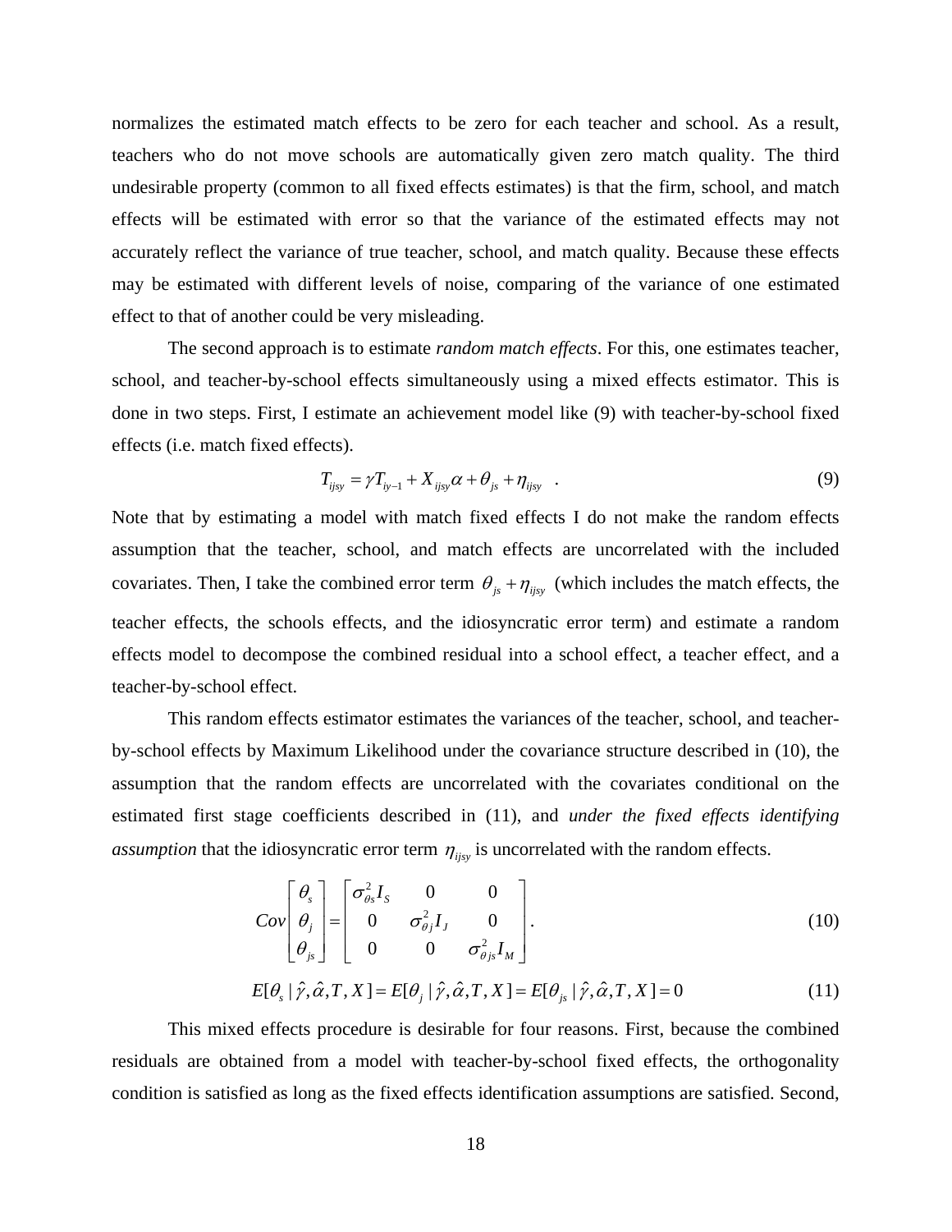normalizes the estimated match effects to be zero for each teacher and school. As a result, teachers who do not move schools are automatically given zero match quality. The third undesirable property (common to all fixed effects estimates) is that the firm, school, and match effects will be estimated with error so that the variance of the estimated effects may not accurately reflect the variance of true teacher, school, and match quality. Because these effects may be estimated with different levels of noise, comparing of the variance of one estimated effect to that of another could be very misleading.

The second approach is to estimate *random match effects*. For this, one estimates teacher, school, and teacher-by-school effects simultaneously using a mixed effects estimator. This is done in two steps. First, I estimate an achievement model like (9) with teacher-by-school fixed effects (i.e. match fixed effects).

$$T_{ijsy} = \gamma T_{iy-1} + X_{ijsy}\alpha + \theta_{js} + \eta_{ijsy} \quad . \tag{9}$$

Note that by estimating a model with match fixed effects I do not make the random effects assumption that the teacher, school, and match effects are uncorrelated with the included covariates. Then, I take the combined error term $\theta_{js} + \eta_{ijsy}$ (which includes the match effects, the teacher effects, the schools effects, and the idiosyncratic error term) and estimate a random effects model to decompose the combined residual into a school effect, a teacher effect, and a teacher-by-school effect.

This random effects estimator estimates the variances of the teacher, school, and teacher-by-school effects by Maximum Likelihood under the covariance structure described in (10), the assumption that the random effects are uncorrelated with the covariates conditional on the estimated first stage coefficients described in (11), and *under the fixed effects identifying assumption* that the idiosyncratic error term $\eta_{ijsy}$ is uncorrelated with the random effects.

$$Cov\begin{bmatrix} \theta_s \\ \theta_j \\ \theta_{js} \end{bmatrix} = \begin{bmatrix} \sigma^2_{\theta s} I_S & 0 & 0 \\ 0 & \sigma^2_{\theta j} I_J & 0 \\ 0 & 0 & \sigma^2_{\theta js} I_M \end{bmatrix}. \tag{10}$$

$$E[\theta_s \mid \hat{\gamma}, \hat{\alpha}, T, X] = E[\theta_j \mid \hat{\gamma}, \hat{\alpha}, T, X] = E[\theta_{js} \mid \hat{\gamma}, \hat{\alpha}, T, X] = 0 \tag{11}$$

This mixed effects procedure is desirable for four reasons. First, because the combined residuals are obtained from a model with teacher-by-school fixed effects, the orthogonality condition is satisfied as long as the fixed effects identification assumptions are satisfied. Second,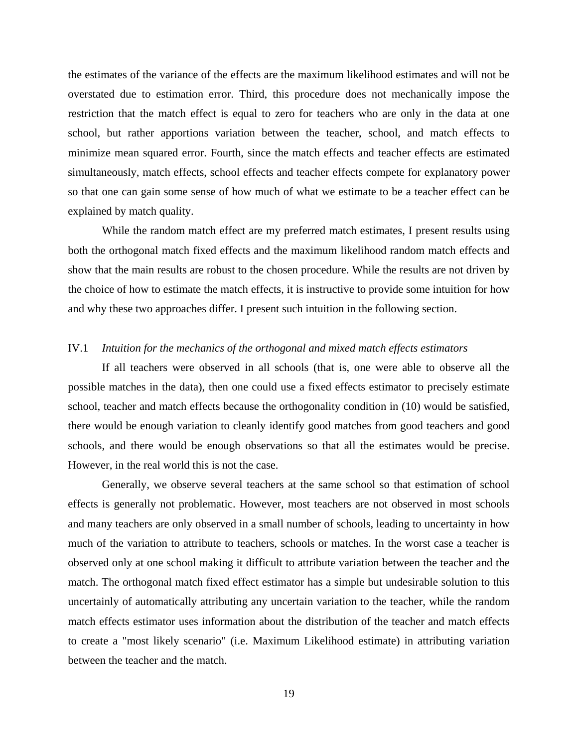the estimates of the variance of the effects are the maximum likelihood estimates and will not be overstated due to estimation error. Third, this procedure does not mechanically impose the restriction that the match effect is equal to zero for teachers who are only in the data at one school, but rather apportions variation between the teacher, school, and match effects to minimize mean squared error. Fourth, since the match effects and teacher effects are estimated simultaneously, match effects, school effects and teacher effects compete for explanatory power so that one can gain some sense of how much of what we estimate to be a teacher effect can be explained by match quality.

While the random match effect are my preferred match estimates, I present results using both the orthogonal match fixed effects and the maximum likelihood random match effects and show that the main results are robust to the chosen procedure. While the results are not driven by the choice of how to estimate the match effects, it is instructive to provide some intuition for how and why these two approaches differ. I present such intuition in the following section.

### IV.1 *Intuition for the mechanics of the orthogonal and mixed match effects estimators*

If all teachers were observed in all schools (that is, one were able to observe all the possible matches in the data), then one could use a fixed effects estimator to precisely estimate school, teacher and match effects because the orthogonality condition in (10) would be satisfied, there would be enough variation to cleanly identify good matches from good teachers and good schools, and there would be enough observations so that all the estimates would be precise. However, in the real world this is not the case.

Generally, we observe several teachers at the same school so that estimation of school effects is generally not problematic. However, most teachers are not observed in most schools and many teachers are only observed in a small number of schools, leading to uncertainty in how much of the variation to attribute to teachers, schools or matches. In the worst case a teacher is observed only at one school making it difficult to attribute variation between the teacher and the match. The orthogonal match fixed effect estimator has a simple but undesirable solution to this uncertainly of automatically attributing any uncertain variation to the teacher, while the random match effects estimator uses information about the distribution of the teacher and match effects to create a "most likely scenario" (i.e. Maximum Likelihood estimate) in attributing variation between the teacher and the match.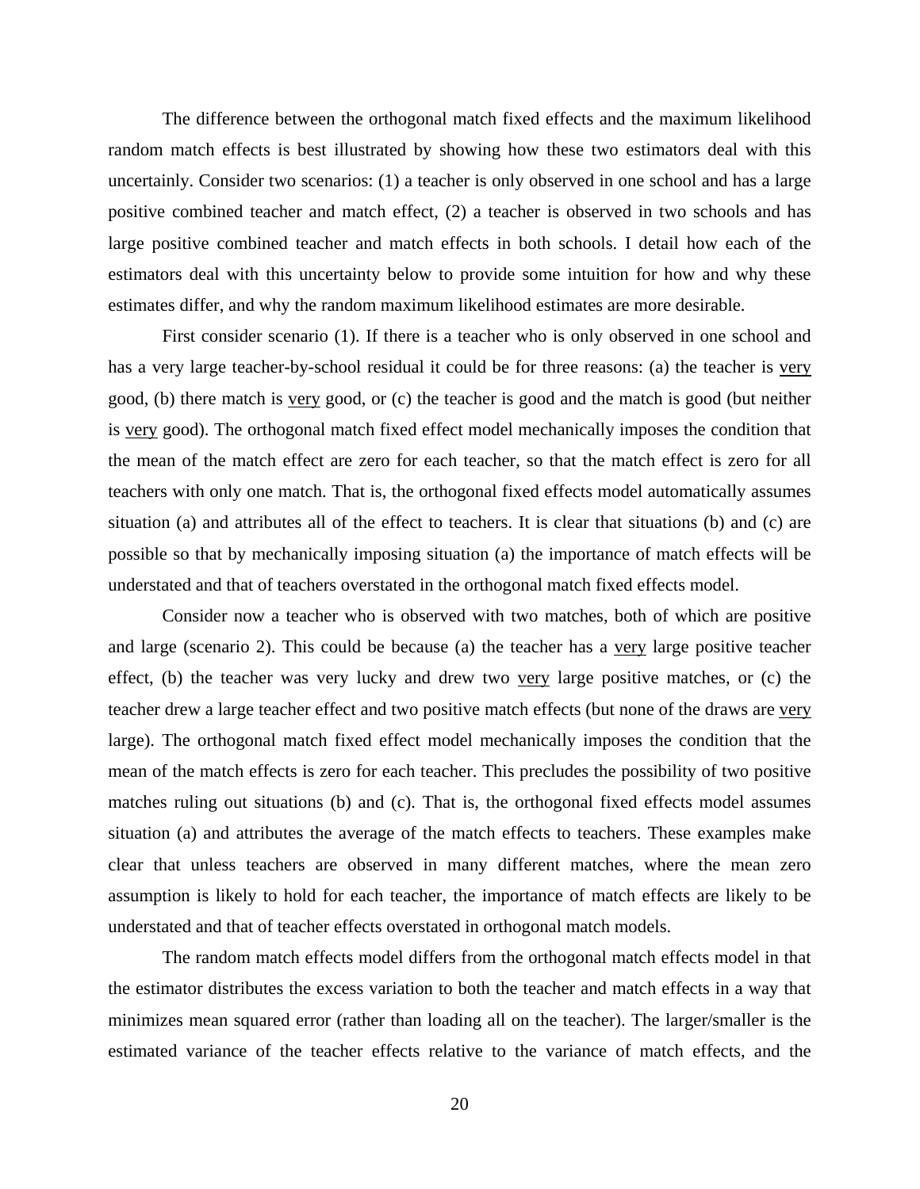The difference between the orthogonal match fixed effects and the maximum likelihood random match effects is best illustrated by showing how these two estimators deal with this uncertainly. Consider two scenarios: (1) a teacher is only observed in one school and has a large positive combined teacher and match effect, (2) a teacher is observed in two schools and has large positive combined teacher and match effects in both schools. I detail how each of the estimators deal with this uncertainty below to provide some intuition for how and why these estimates differ, and why the random maximum likelihood estimates are more desirable.

First consider scenario (1). If there is a teacher who is only observed in one school and has a very large teacher-by-school residual it could be for three reasons: (a) the teacher is <u>very</u> good, (b) there match is <u>very</u> good, or (c) the teacher is good and the match is good (but neither is <u>very</u> good). The orthogonal match fixed effect model mechanically imposes the condition that the mean of the match effect are zero for each teacher, so that the match effect is zero for all teachers with only one match. That is, the orthogonal fixed effects model automatically assumes situation (a) and attributes all of the effect to teachers. It is clear that situations (b) and (c) are possible so that by mechanically imposing situation (a) the importance of match effects will be understated and that of teachers overstated in the orthogonal match fixed effects model.

Consider now a teacher who is observed with two matches, both of which are positive and large (scenario 2). This could be because (a) the teacher has a <u>very</u> large positive teacher effect, (b) the teacher was very lucky and drew two <u>very</u> large positive matches, or (c) the teacher drew a large teacher effect and two positive match effects (but none of the draws are <u>very</u> large). The orthogonal match fixed effect model mechanically imposes the condition that the mean of the match effects is zero for each teacher. This precludes the possibility of two positive matches ruling out situations (b) and (c). That is, the orthogonal fixed effects model assumes situation (a) and attributes the average of the match effects to teachers. These examples make clear that unless teachers are observed in many different matches, where the mean zero assumption is likely to hold for each teacher, the importance of match effects are likely to be understated and that of teacher effects overstated in orthogonal match models.

The random match effects model differs from the orthogonal match effects model in that the estimator distributes the excess variation to both the teacher and match effects in a way that minimizes mean squared error (rather than loading all on the teacher). The larger/smaller is the estimated variance of the teacher effects relative to the variance of match effects, and the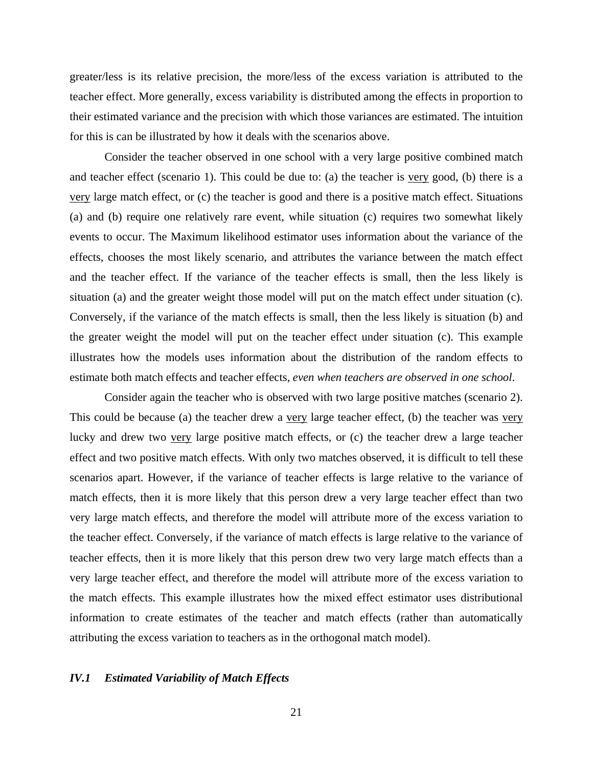greater/less is its relative precision, the more/less of the excess variation is attributed to the teacher effect. More generally, excess variability is distributed among the effects in proportion to their estimated variance and the precision with which those variances are estimated. The intuition for this is can be illustrated by how it deals with the scenarios above.

Consider the teacher observed in one school with a very large positive combined match and teacher effect (scenario 1). This could be due to: (a) the teacher is <u>very</u> good, (b) there is a <u>very</u> large match effect, or (c) the teacher is good and there is a positive match effect. Situations (a) and (b) require one relatively rare event, while situation (c) requires two somewhat likely events to occur. The Maximum likelihood estimator uses information about the variance of the effects, chooses the most likely scenario, and attributes the variance between the match effect and the teacher effect. If the variance of the teacher effects is small, then the less likely is situation (a) and the greater weight those model will put on the match effect under situation (c). Conversely, if the variance of the match effects is small, then the less likely is situation (b) and the greater weight the model will put on the teacher effect under situation (c). This example illustrates how the models uses information about the distribution of the random effects to estimate both match effects and teacher effects, *even when teachers are observed in one school*.

Consider again the teacher who is observed with two large positive matches (scenario 2). This could be because (a) the teacher drew a <u>very</u> large teacher effect, (b) the teacher was <u>very</u> lucky and drew two <u>very</u> large positive match effects, or (c) the teacher drew a large teacher effect and two positive match effects. With only two matches observed, it is difficult to tell these scenarios apart. However, if the variance of teacher effects is large relative to the variance of match effects, then it is more likely that this person drew a very large teacher effect than two very large match effects, and therefore the model will attribute more of the excess variation to the teacher effect. Conversely, if the variance of match effects is large relative to the variance of teacher effects, then it is more likely that this person drew two very large match effects than a very large teacher effect, and therefore the model will attribute more of the excess variation to the match effects. This example illustrates how the mixed effect estimator uses distributional information to create estimates of the teacher and match effects (rather than automatically attributing the excess variation to teachers as in the orthogonal match model).

### *IV.1 Estimated Variability of Match Effects*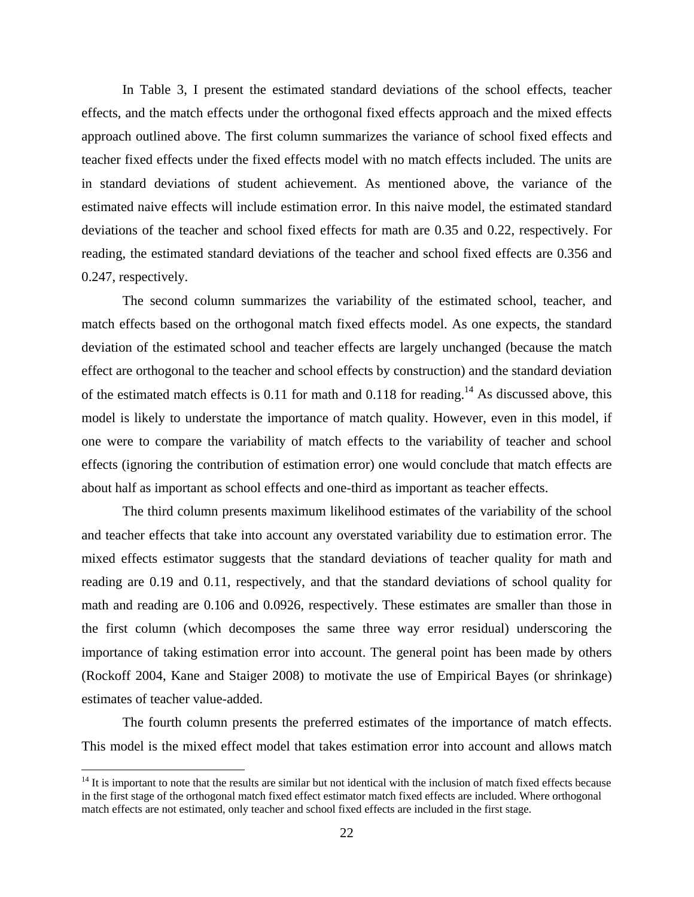In Table 3, I present the estimated standard deviations of the school effects, teacher effects, and the match effects under the orthogonal fixed effects approach and the mixed effects approach outlined above. The first column summarizes the variance of school fixed effects and teacher fixed effects under the fixed effects model with no match effects included. The units are in standard deviations of student achievement. As mentioned above, the variance of the estimated naive effects will include estimation error. In this naive model, the estimated standard deviations of the teacher and school fixed effects for math are 0.35 and 0.22, respectively. For reading, the estimated standard deviations of the teacher and school fixed effects are 0.356 and 0.247, respectively.

The second column summarizes the variability of the estimated school, teacher, and match effects based on the orthogonal match fixed effects model. As one expects, the standard deviation of the estimated school and teacher effects are largely unchanged (because the match effect are orthogonal to the teacher and school effects by construction) and the standard deviation of the estimated match effects is 0.11 for math and 0.118 for reading.[14] As discussed above, this model is likely to understate the importance of match quality. However, even in this model, if one were to compare the variability of match effects to the variability of teacher and school effects (ignoring the contribution of estimation error) one would conclude that match effects are about half as important as school effects and one-third as important as teacher effects.

The third column presents maximum likelihood estimates of the variability of the school and teacher effects that take into account any overstated variability due to estimation error. The mixed effects estimator suggests that the standard deviations of teacher quality for math and reading are 0.19 and 0.11, respectively, and that the standard deviations of school quality for math and reading are 0.106 and 0.0926, respectively. These estimates are smaller than those in the first column (which decomposes the same three way error residual) underscoring the importance of taking estimation error into account. The general point has been made by others (Rockoff 2004, Kane and Staiger 2008) to motivate the use of Empirical Bayes (or shrinkage) estimates of teacher value-added.

The fourth column presents the preferred estimates of the importance of match effects. This model is the mixed effect model that takes estimation error into account and allows match

[14] It is important to note that the results are similar but not identical with the inclusion of match fixed effects because in the first stage of the orthogonal match fixed effect estimator match fixed effects are included. Where orthogonal match effects are not estimated, only teacher and school fixed effects are included in the first stage.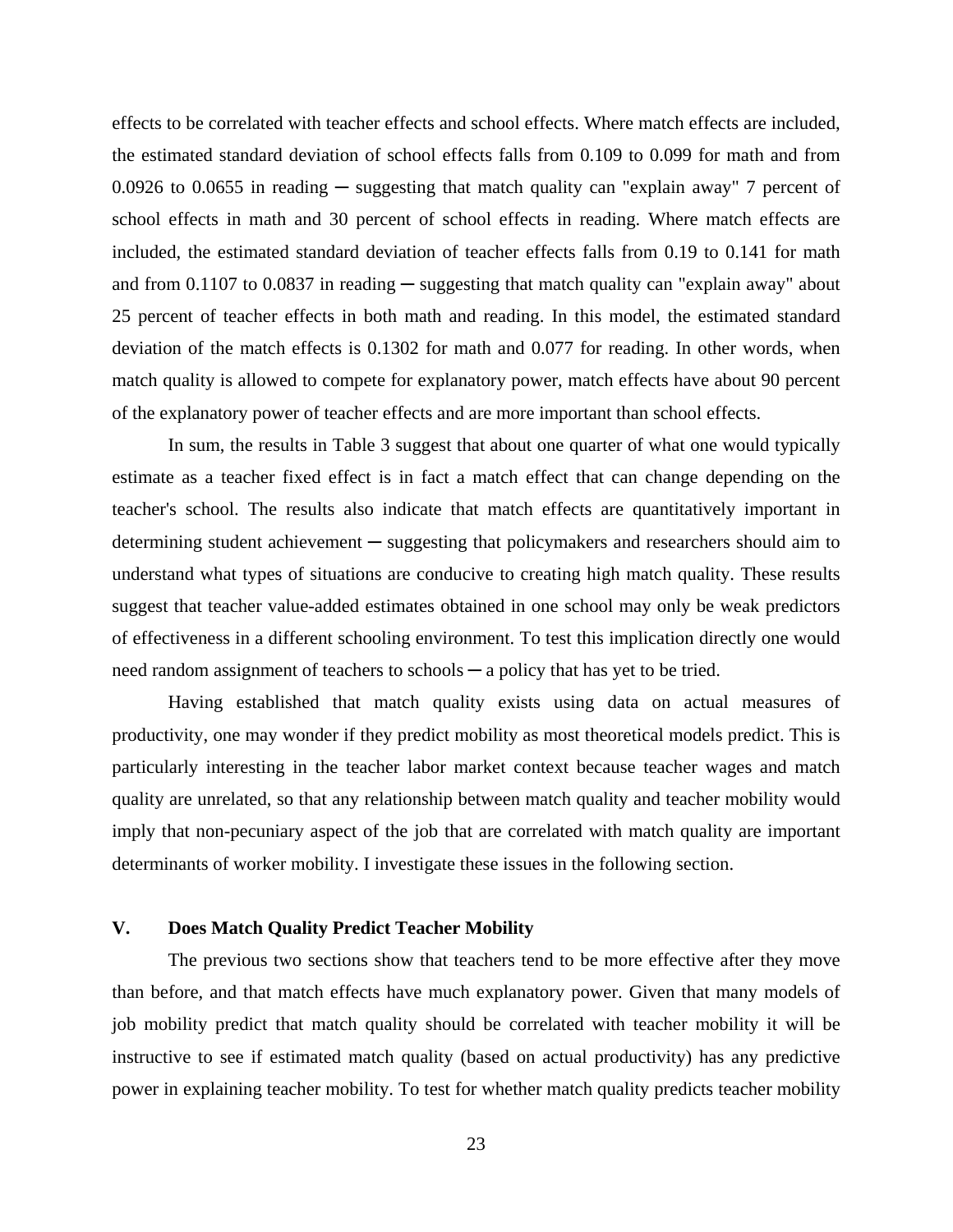effects to be correlated with teacher effects and school effects. Where match effects are included, the estimated standard deviation of school effects falls from 0.109 to 0.099 for math and from 0.0926 to 0.0655 in reading ─ suggesting that match quality can "explain away" 7 percent of school effects in math and 30 percent of school effects in reading. Where match effects are included, the estimated standard deviation of teacher effects falls from 0.19 to 0.141 for math and from 0.1107 to 0.0837 in reading ─ suggesting that match quality can "explain away" about 25 percent of teacher effects in both math and reading. In this model, the estimated standard deviation of the match effects is 0.1302 for math and 0.077 for reading. In other words, when match quality is allowed to compete for explanatory power, match effects have about 90 percent of the explanatory power of teacher effects and are more important than school effects.

In sum, the results in Table 3 suggest that about one quarter of what one would typically estimate as a teacher fixed effect is in fact a match effect that can change depending on the teacher's school. The results also indicate that match effects are quantitatively important in determining student achievement ─ suggesting that policymakers and researchers should aim to understand what types of situations are conducive to creating high match quality. These results suggest that teacher value-added estimates obtained in one school may only be weak predictors of effectiveness in a different schooling environment. To test this implication directly one would need random assignment of teachers to schools ─ a policy that has yet to be tried.

Having established that match quality exists using data on actual measures of productivity, one may wonder if they predict mobility as most theoretical models predict. This is particularly interesting in the teacher labor market context because teacher wages and match quality are unrelated, so that any relationship between match quality and teacher mobility would imply that non-pecuniary aspect of the job that are correlated with match quality are important determinants of worker mobility. I investigate these issues in the following section.

## V. Does Match Quality Predict Teacher Mobility

The previous two sections show that teachers tend to be more effective after they move than before, and that match effects have much explanatory power. Given that many models of job mobility predict that match quality should be correlated with teacher mobility it will be instructive to see if estimated match quality (based on actual productivity) has any predictive power in explaining teacher mobility. To test for whether match quality predicts teacher mobility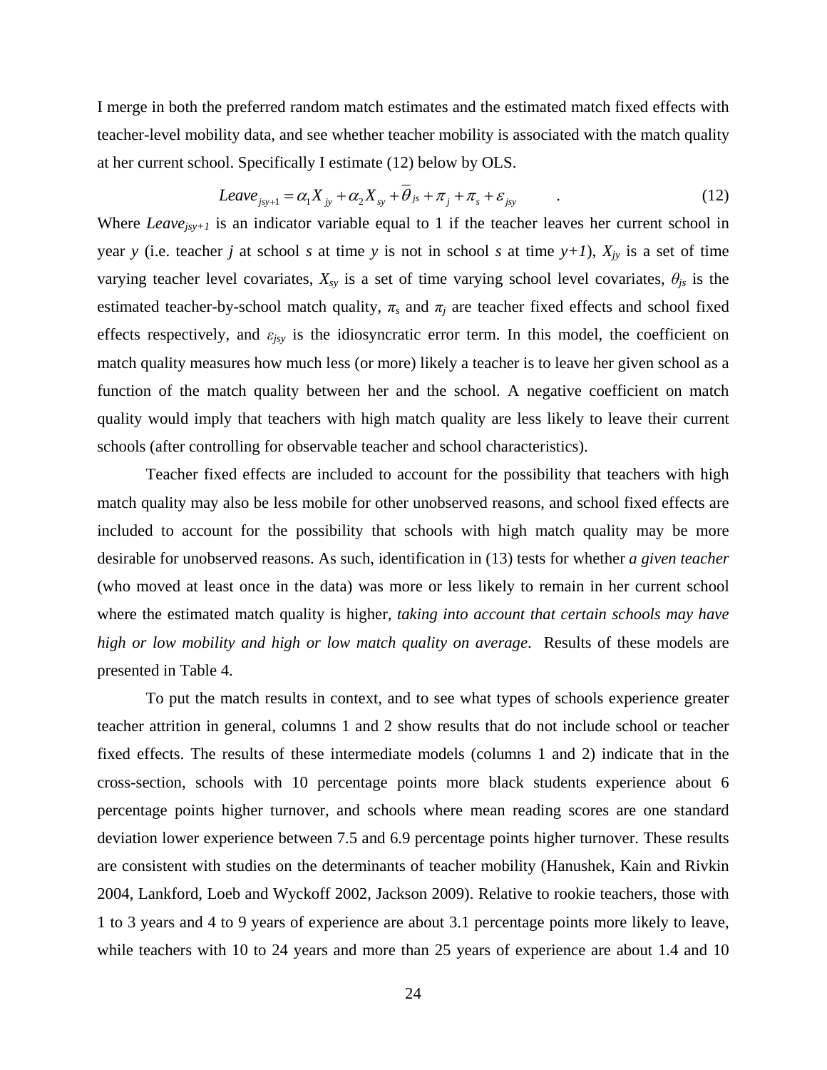I merge in both the preferred random match estimates and the estimated match fixed effects with teacher-level mobility data, and see whether teacher mobility is associated with the match quality at her current school. Specifically I estimate (12) below by OLS.

$$Leave_{jsy+1} = \alpha_1 X_{jy} + \alpha_2 X_{sy} + \overline{\theta}_{js} + \pi_j + \pi_s + \varepsilon_{jsy} \quad . \quad (12)$$

Where $Leave_{jsy+1}$ is an indicator variable equal to 1 if the teacher leaves her current school in year $y$ (i.e. teacher $j$ at school $s$ at time $y$ is not in school $s$ at time $y+1$), $X_{jy}$ is a set of time varying teacher level covariates, $X_{sy}$ is a set of time varying school level covariates, $\theta_{js}$ is the estimated teacher-by-school match quality, $\pi_s$ and $\pi_j$ are teacher fixed effects and school fixed effects respectively, and $\varepsilon_{jsy}$ is the idiosyncratic error term. In this model, the coefficient on match quality measures how much less (or more) likely a teacher is to leave her given school as a function of the match quality between her and the school. A negative coefficient on match quality would imply that teachers with high match quality are less likely to leave their current schools (after controlling for observable teacher and school characteristics).

Teacher fixed effects are included to account for the possibility that teachers with high match quality may also be less mobile for other unobserved reasons, and school fixed effects are included to account for the possibility that schools with high match quality may be more desirable for unobserved reasons. As such, identification in (13) tests for whether *a given teacher* (who moved at least once in the data) was more or less likely to remain in her current school where the estimated match quality is higher, *taking into account that certain schools may have high or low mobility and high or low match quality on average*. Results of these models are presented in Table 4.

To put the match results in context, and to see what types of schools experience greater teacher attrition in general, columns 1 and 2 show results that do not include school or teacher fixed effects. The results of these intermediate models (columns 1 and 2) indicate that in the cross-section, schools with 10 percentage points more black students experience about 6 percentage points higher turnover, and schools where mean reading scores are one standard deviation lower experience between 7.5 and 6.9 percentage points higher turnover. These results are consistent with studies on the determinants of teacher mobility (Hanushek, Kain and Rivkin 2004, Lankford, Loeb and Wyckoff 2002, Jackson 2009). Relative to rookie teachers, those with 1 to 3 years and 4 to 9 years of experience are about 3.1 percentage points more likely to leave, while teachers with 10 to 24 years and more than 25 years of experience are about 1.4 and 10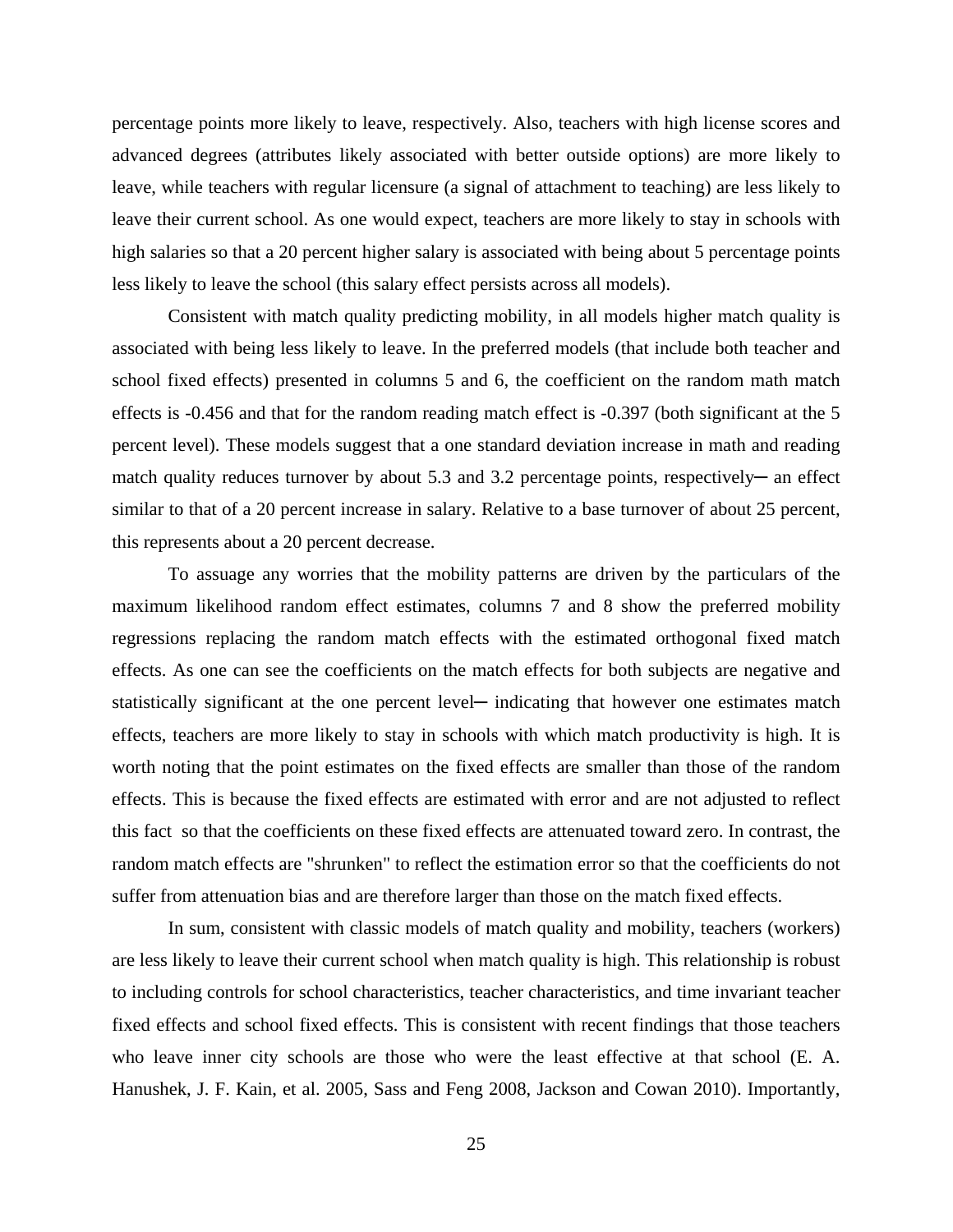percentage points more likely to leave, respectively. Also, teachers with high license scores and advanced degrees (attributes likely associated with better outside options) are more likely to leave, while teachers with regular licensure (a signal of attachment to teaching) are less likely to leave their current school. As one would expect, teachers are more likely to stay in schools with high salaries so that a 20 percent higher salary is associated with being about 5 percentage points less likely to leave the school (this salary effect persists across all models).

Consistent with match quality predicting mobility, in all models higher match quality is associated with being less likely to leave. In the preferred models (that include both teacher and school fixed effects) presented in columns 5 and 6, the coefficient on the random math match effects is -0.456 and that for the random reading match effect is -0.397 (both significant at the 5 percent level). These models suggest that a one standard deviation increase in math and reading match quality reduces turnover by about 5.3 and 3.2 percentage points, respectively─ an effect similar to that of a 20 percent increase in salary. Relative to a base turnover of about 25 percent, this represents about a 20 percent decrease.

To assuage any worries that the mobility patterns are driven by the particulars of the maximum likelihood random effect estimates, columns 7 and 8 show the preferred mobility regressions replacing the random match effects with the estimated orthogonal fixed match effects. As one can see the coefficients on the match effects for both subjects are negative and statistically significant at the one percent level─ indicating that however one estimates match effects, teachers are more likely to stay in schools with which match productivity is high. It is worth noting that the point estimates on the fixed effects are smaller than those of the random effects. This is because the fixed effects are estimated with error and are not adjusted to reflect this fact so that the coefficients on these fixed effects are attenuated toward zero. In contrast, the random match effects are "shrunken" to reflect the estimation error so that the coefficients do not suffer from attenuation bias and are therefore larger than those on the match fixed effects.

In sum, consistent with classic models of match quality and mobility, teachers (workers) are less likely to leave their current school when match quality is high. This relationship is robust to including controls for school characteristics, teacher characteristics, and time invariant teacher fixed effects and school fixed effects. This is consistent with recent findings that those teachers who leave inner city schools are those who were the least effective at that school (E. A. Hanushek, J. F. Kain, et al. 2005, Sass and Feng 2008, Jackson and Cowan 2010). Importantly,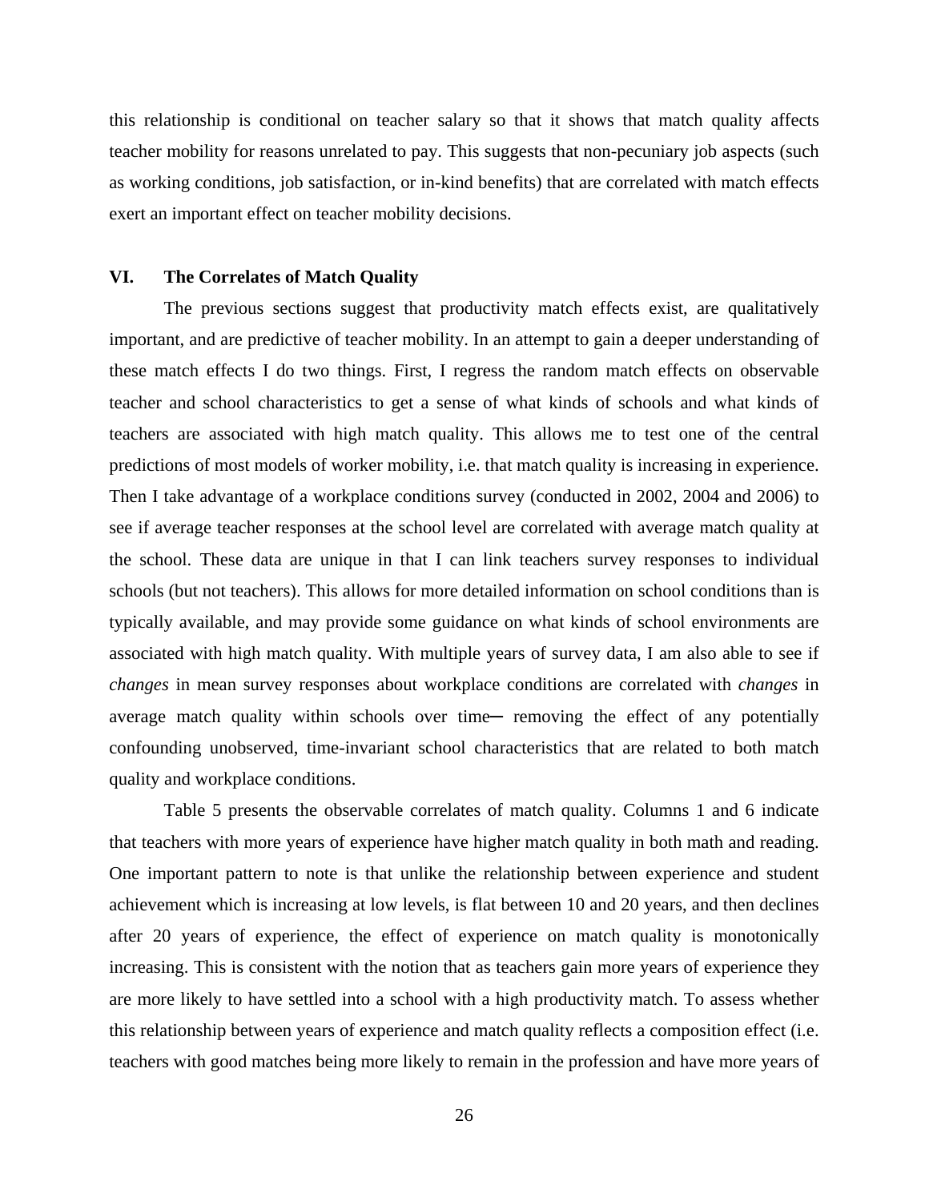this relationship is conditional on teacher salary so that it shows that match quality affects teacher mobility for reasons unrelated to pay. This suggests that non-pecuniary job aspects (such as working conditions, job satisfaction, or in-kind benefits) that are correlated with match effects exert an important effect on teacher mobility decisions.

## VI. The Correlates of Match Quality

The previous sections suggest that productivity match effects exist, are qualitatively important, and are predictive of teacher mobility. In an attempt to gain a deeper understanding of these match effects I do two things. First, I regress the random match effects on observable teacher and school characteristics to get a sense of what kinds of schools and what kinds of teachers are associated with high match quality. This allows me to test one of the central predictions of most models of worker mobility, i.e. that match quality is increasing in experience. Then I take advantage of a workplace conditions survey (conducted in 2002, 2004 and 2006) to see if average teacher responses at the school level are correlated with average match quality at the school. These data are unique in that I can link teachers survey responses to individual schools (but not teachers). This allows for more detailed information on school conditions than is typically available, and may provide some guidance on what kinds of school environments are associated with high match quality. With multiple years of survey data, I am also able to see if *changes* in mean survey responses about workplace conditions are correlated with *changes* in average match quality within schools over time─ removing the effect of any potentially confounding unobserved, time-invariant school characteristics that are related to both match quality and workplace conditions.

Table 5 presents the observable correlates of match quality. Columns 1 and 6 indicate that teachers with more years of experience have higher match quality in both math and reading. One important pattern to note is that unlike the relationship between experience and student achievement which is increasing at low levels, is flat between 10 and 20 years, and then declines after 20 years of experience, the effect of experience on match quality is monotonically increasing. This is consistent with the notion that as teachers gain more years of experience they are more likely to have settled into a school with a high productivity match. To assess whether this relationship between years of experience and match quality reflects a composition effect (i.e. teachers with good matches being more likely to remain in the profession and have more years of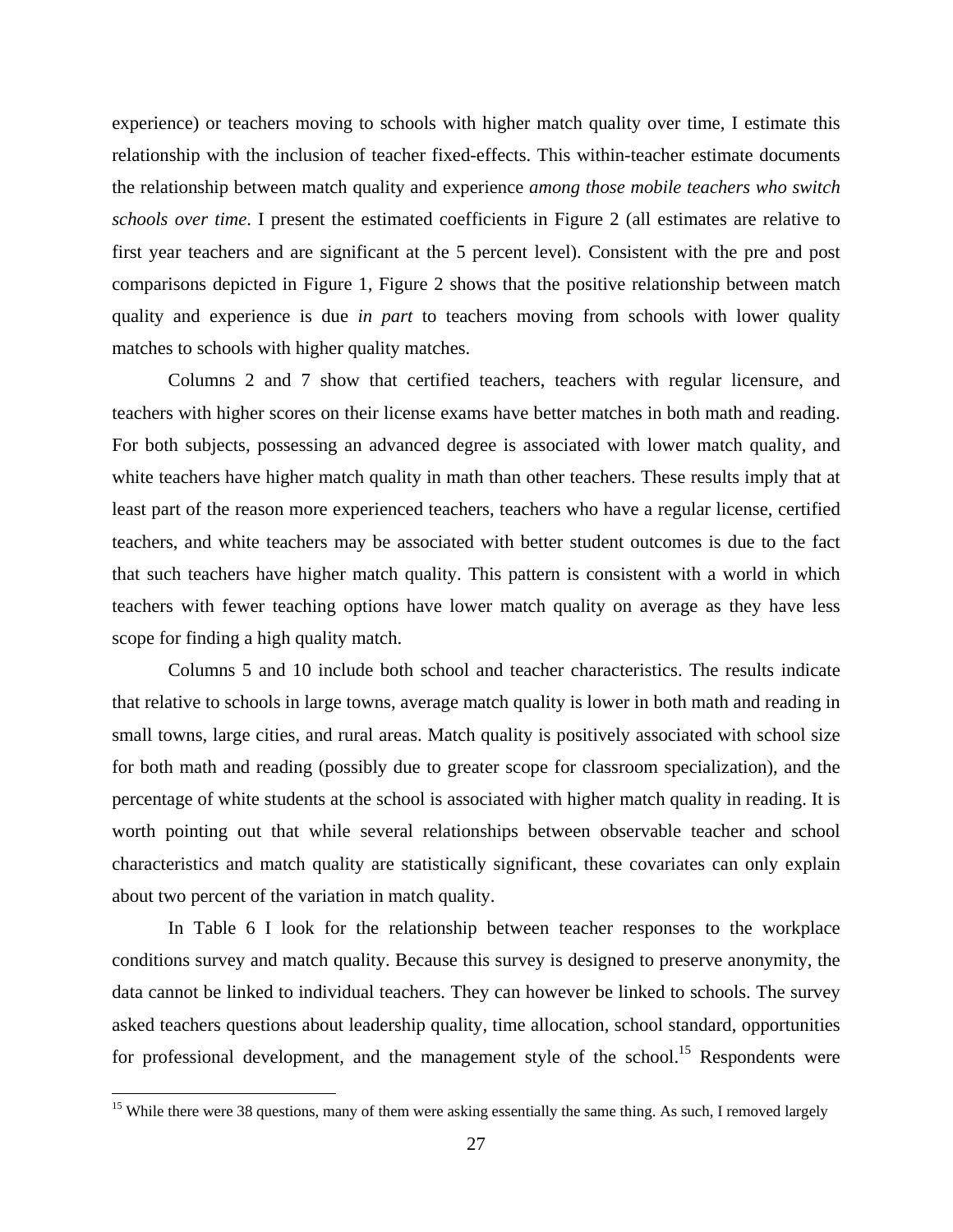experience) or teachers moving to schools with higher match quality over time, I estimate this relationship with the inclusion of teacher fixed-effects. This within-teacher estimate documents the relationship between match quality and experience *among those mobile teachers who switch schools over time*. I present the estimated coefficients in Figure 2 (all estimates are relative to first year teachers and are significant at the 5 percent level). Consistent with the pre and post comparisons depicted in Figure 1, Figure 2 shows that the positive relationship between match quality and experience is due *in part* to teachers moving from schools with lower quality matches to schools with higher quality matches.

Columns 2 and 7 show that certified teachers, teachers with regular licensure, and teachers with higher scores on their license exams have better matches in both math and reading. For both subjects, possessing an advanced degree is associated with lower match quality, and white teachers have higher match quality in math than other teachers. These results imply that at least part of the reason more experienced teachers, teachers who have a regular license, certified teachers, and white teachers may be associated with better student outcomes is due to the fact that such teachers have higher match quality. This pattern is consistent with a world in which teachers with fewer teaching options have lower match quality on average as they have less scope for finding a high quality match.

Columns 5 and 10 include both school and teacher characteristics. The results indicate that relative to schools in large towns, average match quality is lower in both math and reading in small towns, large cities, and rural areas. Match quality is positively associated with school size for both math and reading (possibly due to greater scope for classroom specialization), and the percentage of white students at the school is associated with higher match quality in reading. It is worth pointing out that while several relationships between observable teacher and school characteristics and match quality are statistically significant, these covariates can only explain about two percent of the variation in match quality.

In Table 6 I look for the relationship between teacher responses to the workplace conditions survey and match quality. Because this survey is designed to preserve anonymity, the data cannot be linked to individual teachers. They can however be linked to schools. The survey asked teachers questions about leadership quality, time allocation, school standard, opportunities for professional development, and the management style of the school.[15] Respondents were

[15] While there were 38 questions, many of them were asking essentially the same thing. As such, I removed largely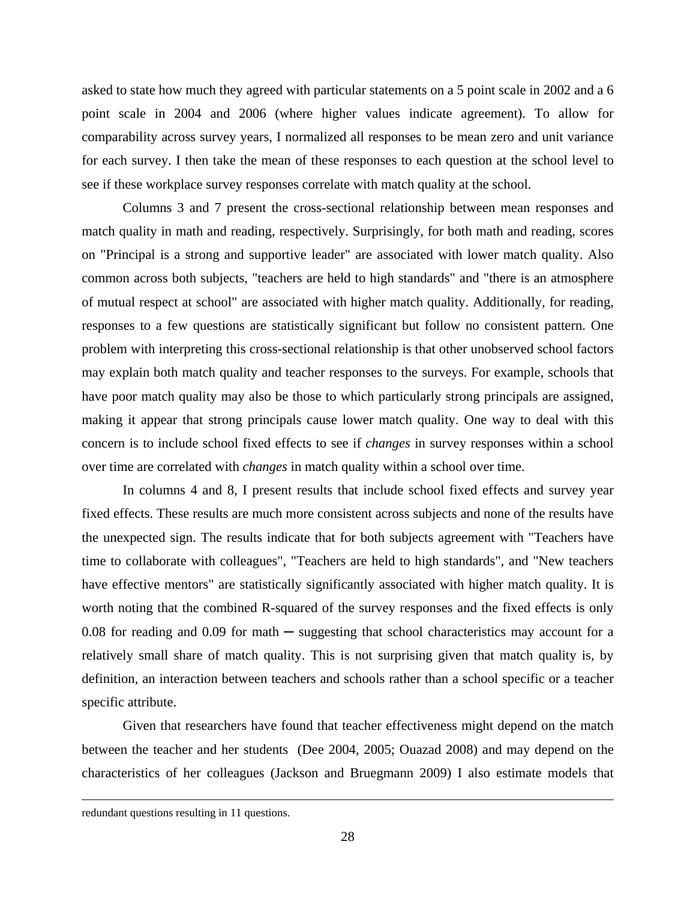asked to state how much they agreed with particular statements on a 5 point scale in 2002 and a 6 point scale in 2004 and 2006 (where higher values indicate agreement). To allow for comparability across survey years, I normalized all responses to be mean zero and unit variance for each survey. I then take the mean of these responses to each question at the school level to see if these workplace survey responses correlate with match quality at the school.

Columns 3 and 7 present the cross-sectional relationship between mean responses and match quality in math and reading, respectively. Surprisingly, for both math and reading, scores on "Principal is a strong and supportive leader" are associated with lower match quality. Also common across both subjects, "teachers are held to high standards" and "there is an atmosphere of mutual respect at school" are associated with higher match quality. Additionally, for reading, responses to a few questions are statistically significant but follow no consistent pattern. One problem with interpreting this cross-sectional relationship is that other unobserved school factors may explain both match quality and teacher responses to the surveys. For example, schools that have poor match quality may also be those to which particularly strong principals are assigned, making it appear that strong principals cause lower match quality. One way to deal with this concern is to include school fixed effects to see if *changes* in survey responses within a school over time are correlated with *changes* in match quality within a school over time.

In columns 4 and 8, I present results that include school fixed effects and survey year fixed effects. These results are much more consistent across subjects and none of the results have the unexpected sign. The results indicate that for both subjects agreement with "Teachers have time to collaborate with colleagues", "Teachers are held to high standards", and "New teachers have effective mentors" are statistically significantly associated with higher match quality. It is worth noting that the combined R-squared of the survey responses and the fixed effects is only 0.08 for reading and 0.09 for math ─ suggesting that school characteristics may account for a relatively small share of match quality. This is not surprising given that match quality is, by definition, an interaction between teachers and schools rather than a school specific or a teacher specific attribute.

Given that researchers have found that teacher effectiveness might depend on the match between the teacher and her students (Dee 2004, 2005; Ouazad 2008) and may depend on the characteristics of her colleagues (Jackson and Bruegmann 2009) I also estimate models that

---

redundant questions resulting in 11 questions.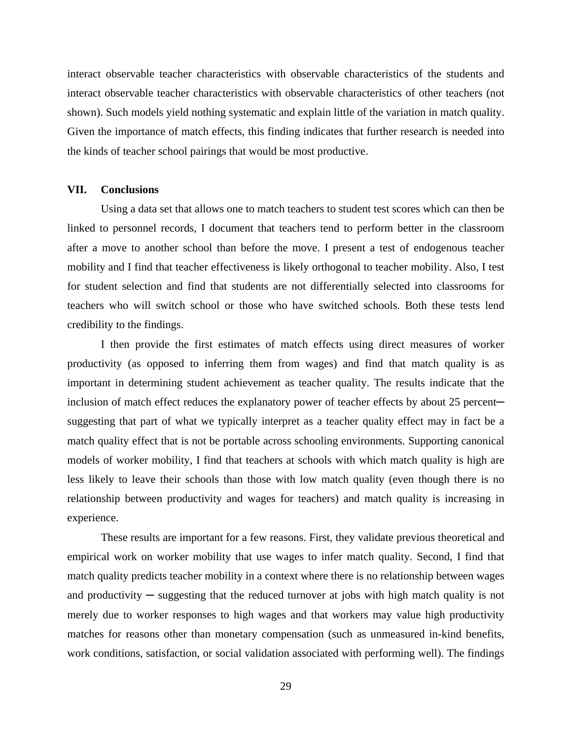interact observable teacher characteristics with observable characteristics of the students and interact observable teacher characteristics with observable characteristics of other teachers (not shown). Such models yield nothing systematic and explain little of the variation in match quality. Given the importance of match effects, this finding indicates that further research is needed into the kinds of teacher school pairings that would be most productive.

## VII. Conclusions

Using a data set that allows one to match teachers to student test scores which can then be linked to personnel records, I document that teachers tend to perform better in the classroom after a move to another school than before the move. I present a test of endogenous teacher mobility and I find that teacher effectiveness is likely orthogonal to teacher mobility. Also, I test for student selection and find that students are not differentially selected into classrooms for teachers who will switch school or those who have switched schools. Both these tests lend credibility to the findings.

I then provide the first estimates of match effects using direct measures of worker productivity (as opposed to inferring them from wages) and find that match quality is as important in determining student achievement as teacher quality. The results indicate that the inclusion of match effect reduces the explanatory power of teacher effects by about 25 percent─ suggesting that part of what we typically interpret as a teacher quality effect may in fact be a match quality effect that is not be portable across schooling environments. Supporting canonical models of worker mobility, I find that teachers at schools with which match quality is high are less likely to leave their schools than those with low match quality (even though there is no relationship between productivity and wages for teachers) and match quality is increasing in experience.

These results are important for a few reasons. First, they validate previous theoretical and empirical work on worker mobility that use wages to infer match quality. Second, I find that match quality predicts teacher mobility in a context where there is no relationship between wages and productivity ─ suggesting that the reduced turnover at jobs with high match quality is not merely due to worker responses to high wages and that workers may value high productivity matches for reasons other than monetary compensation (such as unmeasured in-kind benefits, work conditions, satisfaction, or social validation associated with performing well). The findings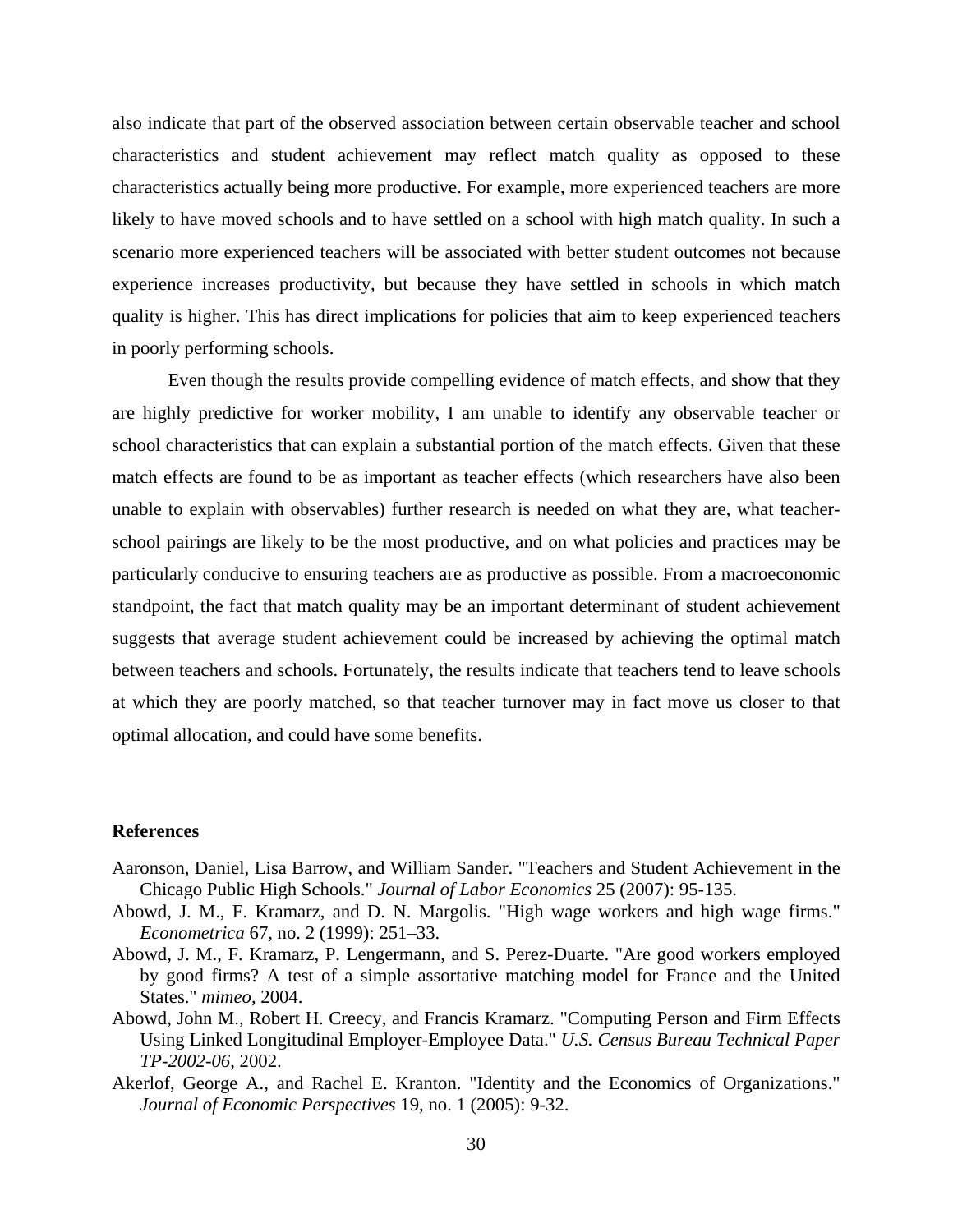also indicate that part of the observed association between certain observable teacher and school characteristics and student achievement may reflect match quality as opposed to these characteristics actually being more productive. For example, more experienced teachers are more likely to have moved schools and to have settled on a school with high match quality. In such a scenario more experienced teachers will be associated with better student outcomes not because experience increases productivity, but because they have settled in schools in which match quality is higher. This has direct implications for policies that aim to keep experienced teachers in poorly performing schools.

Even though the results provide compelling evidence of match effects, and show that they are highly predictive for worker mobility, I am unable to identify any observable teacher or school characteristics that can explain a substantial portion of the match effects. Given that these match effects are found to be as important as teacher effects (which researchers have also been unable to explain with observables) further research is needed on what they are, what teacher-school pairings are likely to be the most productive, and on what policies and practices may be particularly conducive to ensuring teachers are as productive as possible. From a macroeconomic standpoint, the fact that match quality may be an important determinant of student achievement suggests that average student achievement could be increased by achieving the optimal match between teachers and schools. Fortunately, the results indicate that teachers tend to leave schools at which they are poorly matched, so that teacher turnover may in fact move us closer to that optimal allocation, and could have some benefits.

**References**

Aaronson, Daniel, Lisa Barrow, and William Sander. "Teachers and Student Achievement in the Chicago Public High Schools." *Journal of Labor Economics* 25 (2007): 95-135.

Abowd, J. M., F. Kramarz, and D. N. Margolis. "High wage workers and high wage firms." *Econometrica* 67, no. 2 (1999): 251–33.

Abowd, J. M., F. Kramarz, P. Lengermann, and S. Perez-Duarte. "Are good workers employed by good firms? A test of a simple assortative matching model for France and the United States." *mimeo*, 2004.

Abowd, John M., Robert H. Creecy, and Francis Kramarz. "Computing Person and Firm Effects Using Linked Longitudinal Employer-Employee Data." *U.S. Census Bureau Technical Paper TP-2002-06*, 2002.

Akerlof, George A., and Rachel E. Kranton. "Identity and the Economics of Organizations." *Journal of Economic Perspectives* 19, no. 1 (2005): 9-32.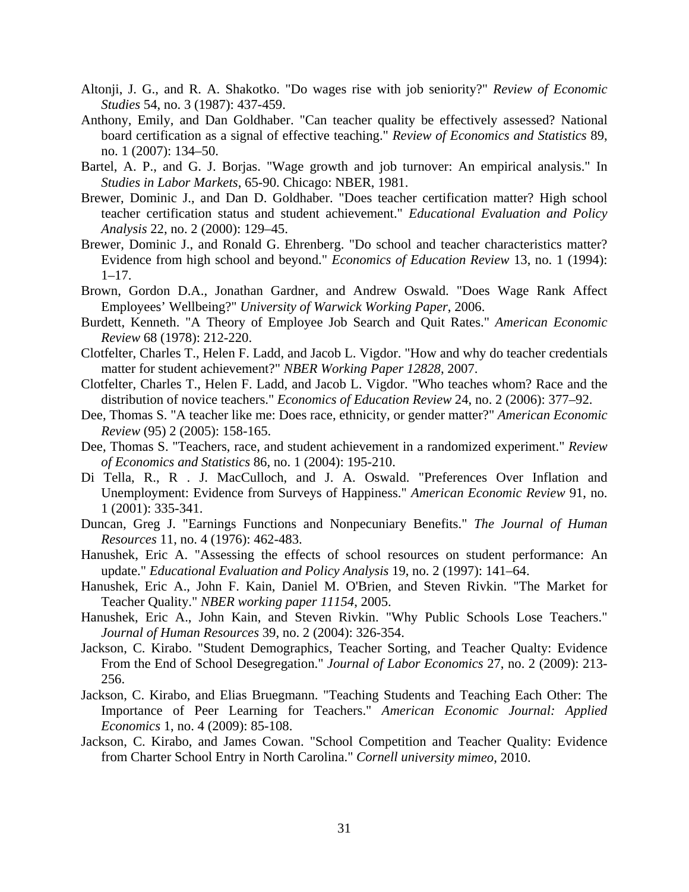Altonji, J. G., and R. A. Shakotko. "Do wages rise with job seniority?" *Review of Economic Studies* 54, no. 3 (1987): 437-459.

Anthony, Emily, and Dan Goldhaber. "Can teacher quality be effectively assessed? National board certification as a signal of effective teaching." *Review of Economics and Statistics* 89, no. 1 (2007): 134–50.

Bartel, A. P., and G. J. Borjas. "Wage growth and job turnover: An empirical analysis." In *Studies in Labor Markets*, 65-90. Chicago: NBER, 1981.

Brewer, Dominic J., and Dan D. Goldhaber. "Does teacher certification matter? High school teacher certification status and student achievement." *Educational Evaluation and Policy Analysis* 22, no. 2 (2000): 129–45.

Brewer, Dominic J., and Ronald G. Ehrenberg. "Do school and teacher characteristics matter? Evidence from high school and beyond." *Economics of Education Review* 13, no. 1 (1994): 1–17.

Brown, Gordon D.A., Jonathan Gardner, and Andrew Oswald. "Does Wage Rank Affect Employees' Wellbeing?" *University of Warwick Working Paper*, 2006.

Burdett, Kenneth. "A Theory of Employee Job Search and Quit Rates." *American Economic Review* 68 (1978): 212-220.

Clotfelter, Charles T., Helen F. Ladd, and Jacob L. Vigdor. "How and why do teacher credentials matter for student achievement?" *NBER Working Paper 12828*, 2007.

Clotfelter, Charles T., Helen F. Ladd, and Jacob L. Vigdor. "Who teaches whom? Race and the distribution of novice teachers." *Economics of Education Review* 24, no. 2 (2006): 377–92.

Dee, Thomas S. "A teacher like me: Does race, ethnicity, or gender matter?" *American Economic Review* (95) 2 (2005): 158-165.

Dee, Thomas S. "Teachers, race, and student achievement in a randomized experiment." *Review of Economics and Statistics* 86, no. 1 (2004): 195-210.

Di Tella, R., R . J. MacCulloch, and J. A. Oswald. "Preferences Over Inflation and Unemployment: Evidence from Surveys of Happiness." *American Economic Review* 91, no. 1 (2001): 335-341.

Duncan, Greg J. "Earnings Functions and Nonpecuniary Benefits." *The Journal of Human Resources* 11, no. 4 (1976): 462-483.

Hanushek, Eric A. "Assessing the effects of school resources on student performance: An update." *Educational Evaluation and Policy Analysis* 19, no. 2 (1997): 141–64.

Hanushek, Eric A., John F. Kain, Daniel M. O'Brien, and Steven Rivkin. "The Market for Teacher Quality." *NBER working paper 11154*, 2005.

Hanushek, Eric A., John Kain, and Steven Rivkin. "Why Public Schools Lose Teachers." *Journal of Human Resources* 39, no. 2 (2004): 326-354.

Jackson, C. Kirabo. "Student Demographics, Teacher Sorting, and Teacher Qualty: Evidence From the End of School Desegregation." *Journal of Labor Economics* 27, no. 2 (2009): 213-256.

Jackson, C. Kirabo, and Elias Bruegmann. "Teaching Students and Teaching Each Other: The Importance of Peer Learning for Teachers." *American Economic Journal: Applied Economics* 1, no. 4 (2009): 85-108.

Jackson, C. Kirabo, and James Cowan. "School Competition and Teacher Quality: Evidence from Charter School Entry in North Carolina." *Cornell university mimeo*, 2010.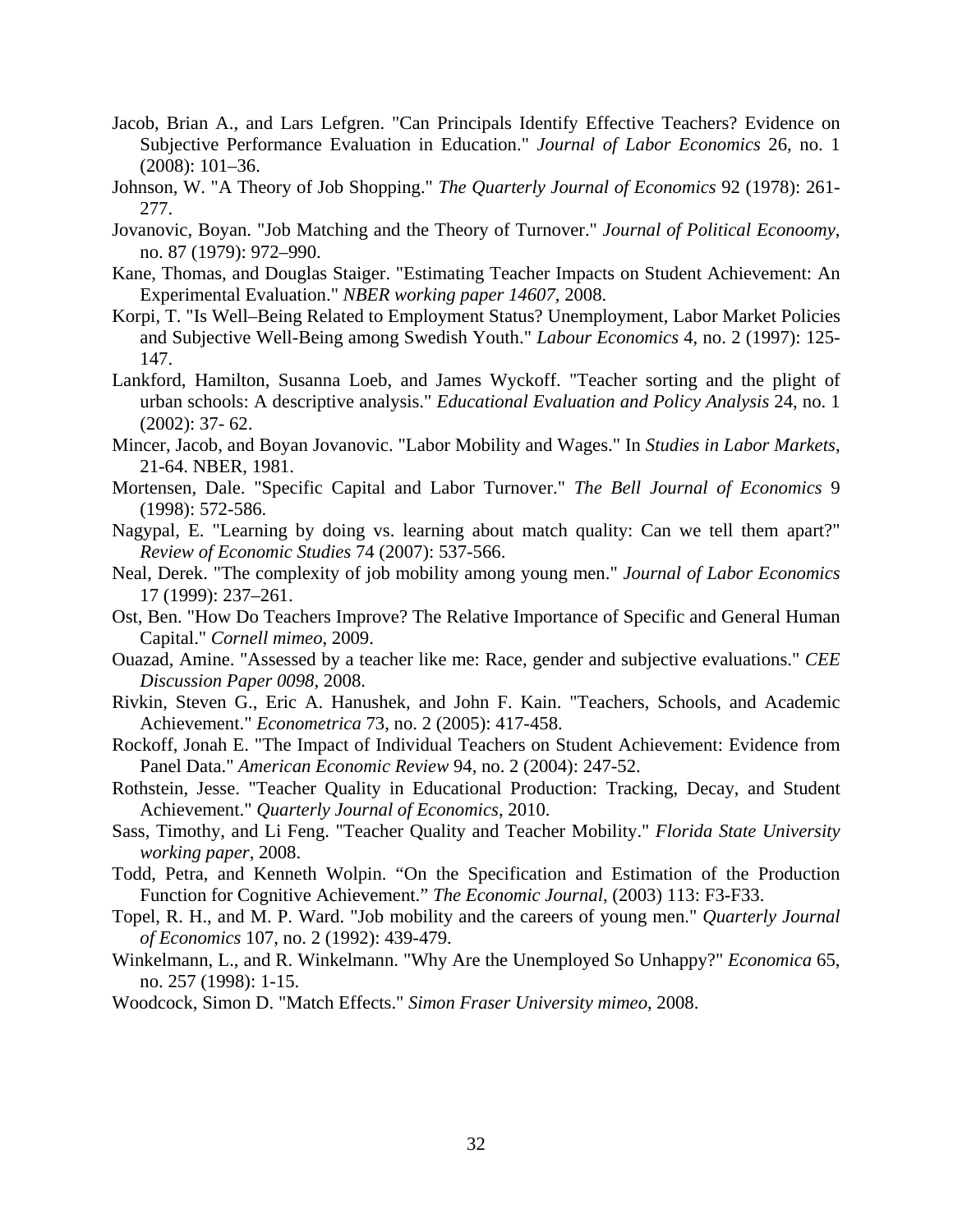Jacob, Brian A., and Lars Lefgren. "Can Principals Identify Effective Teachers? Evidence on Subjective Performance Evaluation in Education." *Journal of Labor Economics* 26, no. 1 (2008): 101–36.

Johnson, W. "A Theory of Job Shopping." *The Quarterly Journal of Economics* 92 (1978): 261-277.

Jovanovic, Boyan. "Job Matching and the Theory of Turnover." *Journal of Political Econoomy*, no. 87 (1979): 972–990.

Kane, Thomas, and Douglas Staiger. "Estimating Teacher Impacts on Student Achievement: An Experimental Evaluation." *NBER working paper 14607*, 2008.

Korpi, T. "Is Well–Being Related to Employment Status? Unemployment, Labor Market Policies and Subjective Well-Being among Swedish Youth." *Labour Economics* 4, no. 2 (1997): 125-147.

Lankford, Hamilton, Susanna Loeb, and James Wyckoff. "Teacher sorting and the plight of urban schools: A descriptive analysis." *Educational Evaluation and Policy Analysis* 24, no. 1 (2002): 37- 62.

Mincer, Jacob, and Boyan Jovanovic. "Labor Mobility and Wages." In *Studies in Labor Markets*, 21-64. NBER, 1981.

Mortensen, Dale. "Specific Capital and Labor Turnover." *The Bell Journal of Economics* 9 (1998): 572-586.

Nagypal, E. "Learning by doing vs. learning about match quality: Can we tell them apart?" *Review of Economic Studies* 74 (2007): 537-566.

Neal, Derek. "The complexity of job mobility among young men." *Journal of Labor Economics* 17 (1999): 237–261.

Ost, Ben. "How Do Teachers Improve? The Relative Importance of Specific and General Human Capital." *Cornell mimeo*, 2009.

Ouazad, Amine. "Assessed by a teacher like me: Race, gender and subjective evaluations." *CEE Discussion Paper 0098*, 2008.

Rivkin, Steven G., Eric A. Hanushek, and John F. Kain. "Teachers, Schools, and Academic Achievement." *Econometrica* 73, no. 2 (2005): 417-458.

Rockoff, Jonah E. "The Impact of Individual Teachers on Student Achievement: Evidence from Panel Data." *American Economic Review* 94, no. 2 (2004): 247-52.

Rothstein, Jesse. "Teacher Quality in Educational Production: Tracking, Decay, and Student Achievement." *Quarterly Journal of Economics*, 2010.

Sass, Timothy, and Li Feng. "Teacher Quality and Teacher Mobility." *Florida State University working paper*, 2008.

Todd, Petra, and Kenneth Wolpin. "On the Specification and Estimation of the Production Function for Cognitive Achievement." *The Economic Journal*, (2003) 113: F3-F33.

Topel, R. H., and M. P. Ward. "Job mobility and the careers of young men." *Quarterly Journal of Economics* 107, no. 2 (1992): 439-479.

Winkelmann, L., and R. Winkelmann. "Why Are the Unemployed So Unhappy?" *Economica* 65, no. 257 (1998): 1-15.

Woodcock, Simon D. "Match Effects." *Simon Fraser University mimeo*, 2008.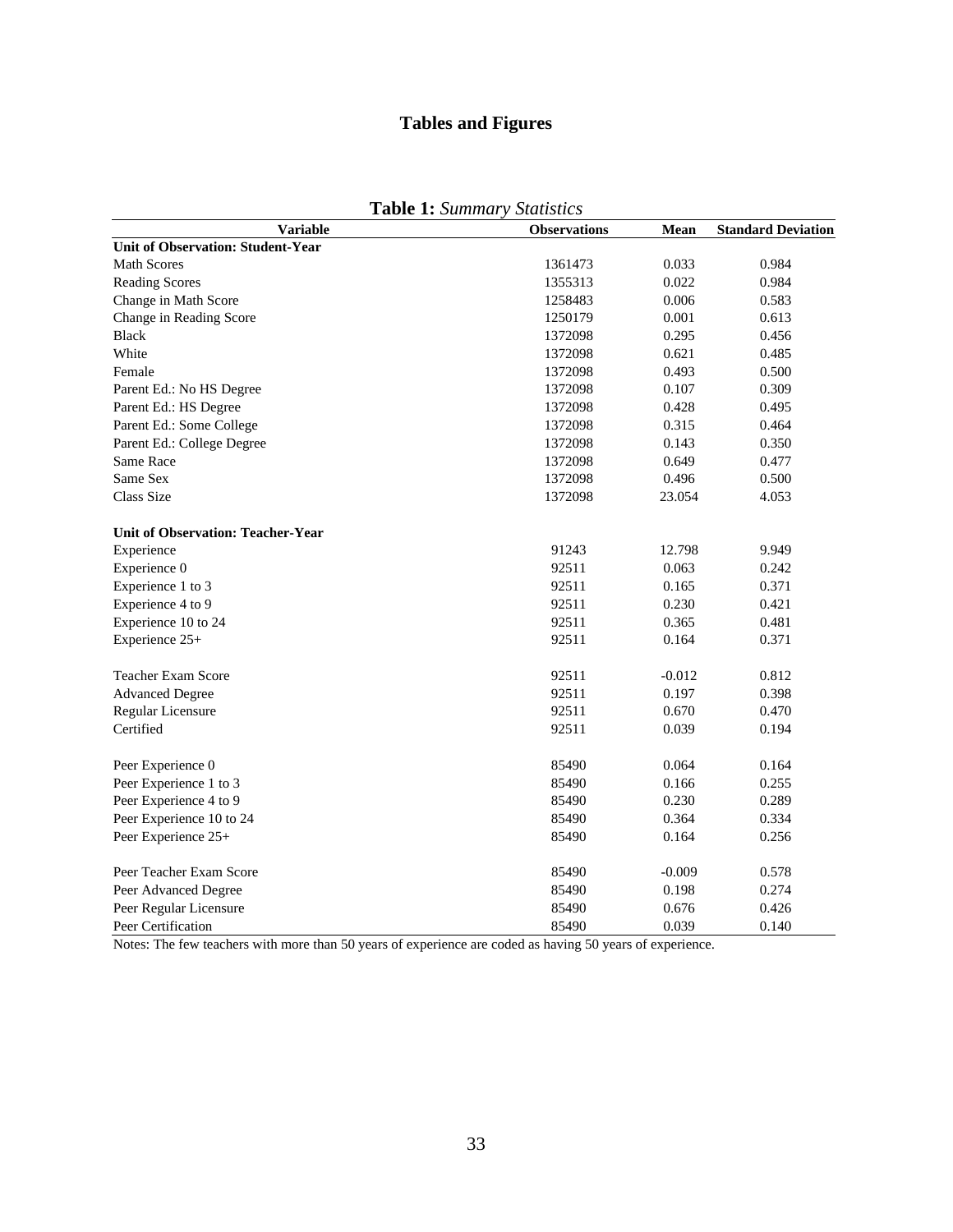# Tables and Figures

**Table 1:** *Summary Statistics*

| Variable | Observations | Mean | Standard Deviation |
|---|---|---|---|
| **Unit of Observation: Student-Year** | | | |
| Math Scores | 1361473 | 0.033 | 0.984 |
| Reading Scores | 1355313 | 0.022 | 0.984 |
| Change in Math Score | 1258483 | 0.006 | 0.583 |
| Change in Reading Score | 1250179 | 0.001 | 0.613 |
| Black | 1372098 | 0.295 | 0.456 |
| White | 1372098 | 0.621 | 0.485 |
| Female | 1372098 | 0.493 | 0.500 |
| Parent Ed.: No HS Degree | 1372098 | 0.107 | 0.309 |
| Parent Ed.: HS Degree | 1372098 | 0.428 | 0.495 |
| Parent Ed.: Some College | 1372098 | 0.315 | 0.464 |
| Parent Ed.: College Degree | 1372098 | 0.143 | 0.350 |
| Same Race | 1372098 | 0.649 | 0.477 |
| Same Sex | 1372098 | 0.496 | 0.500 |
| Class Size | 1372098 | 23.054 | 4.053 |
| | | | |
| **Unit of Observation: Teacher-Year** | | | |
| Experience | 91243 | 12.798 | 9.949 |
| Experience 0 | 92511 | 0.063 | 0.242 |
| Experience 1 to 3 | 92511 | 0.165 | 0.371 |
| Experience 4 to 9 | 92511 | 0.230 | 0.421 |
| Experience 10 to 24 | 92511 | 0.365 | 0.481 |
| Experience 25+ | 92511 | 0.164 | 0.371 |
| | | | |
| Teacher Exam Score | 92511 | -0.012 | 0.812 |
| Advanced Degree | 92511 | 0.197 | 0.398 |
| Regular Licensure | 92511 | 0.670 | 0.470 |
| Certified | 92511 | 0.039 | 0.194 |
| | | | |
| Peer Experience 0 | 85490 | 0.064 | 0.164 |
| Peer Experience 1 to 3 | 85490 | 0.166 | 0.255 |
| Peer Experience 4 to 9 | 85490 | 0.230 | 0.289 |
| Peer Experience 10 to 24 | 85490 | 0.364 | 0.334 |
| Peer Experience 25+ | 85490 | 0.164 | 0.256 |
| | | | |
| Peer Teacher Exam Score | 85490 | -0.009 | 0.578 |
| Peer Advanced Degree | 85490 | 0.198 | 0.274 |
| Peer Regular Licensure | 85490 | 0.676 | 0.426 |
| Peer Certification | 85490 | 0.039 | 0.140 |

Notes: The few teachers with more than 50 years of experience are coded as having 50 years of experience.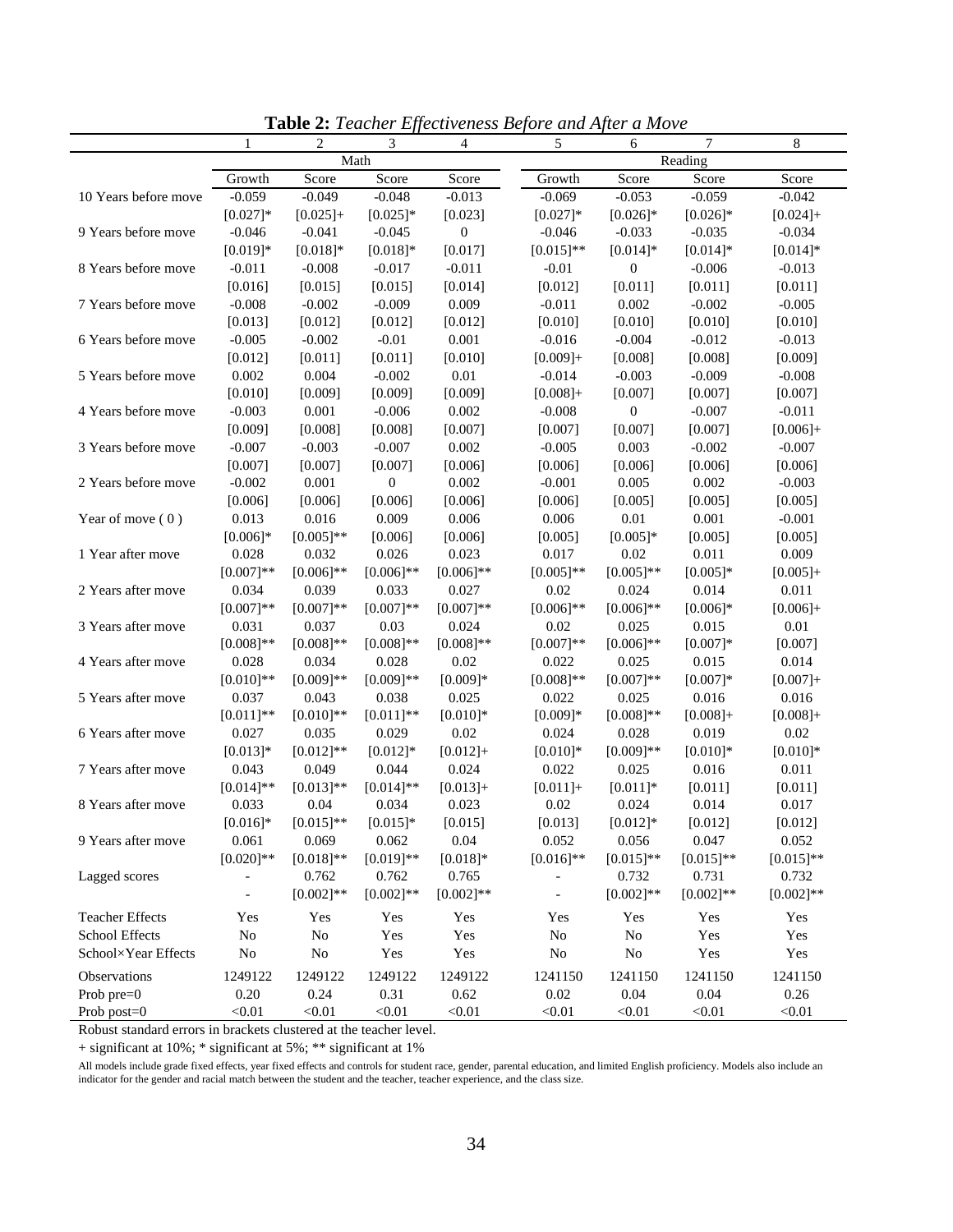**Table 2:** *Teacher Effectiveness Before and After a Move*

| | 1 | 2 | 3 | 4 | 5 | 6 | 7 | 8 |
|---|---|---|---|---|---|---|---|---|
| | Math | | | | Reading | | | |
| | Growth | Score | Score | Score | Growth | Score | Score | Score |
| 10 Years before move | -0.059 | -0.049 | -0.048 | -0.013 | -0.069 | -0.053 | -0.059 | -0.042 |
| | [0.027]* | [0.025]+ | [0.025]* | [0.023] | [0.027]* | [0.026]* | [0.026]* | [0.024]+ |
| 9 Years before move | -0.046 | -0.041 | -0.045 | 0 | -0.046 | -0.033 | -0.035 | -0.034 |
| | [0.019]* | [0.018]* | [0.018]* | [0.017] | [0.015]** | [0.014]* | [0.014]* | [0.014]* |
| 8 Years before move | -0.011 | -0.008 | -0.017 | -0.011 | -0.01 | 0 | -0.006 | -0.013 |
| | [0.016] | [0.015] | [0.015] | [0.014] | [0.012] | [0.011] | [0.011] | [0.011] |
| 7 Years before move | -0.008 | -0.002 | -0.009 | 0.009 | -0.011 | 0.002 | -0.002 | -0.005 |
| | [0.013] | [0.012] | [0.012] | [0.012] | [0.010] | [0.010] | [0.010] | [0.010] |
| 6 Years before move | -0.005 | -0.002 | -0.01 | 0.001 | -0.016 | -0.004 | -0.012 | -0.013 |
| | [0.012] | [0.011] | [0.011] | [0.010] | [0.009]+ | [0.008] | [0.008] | [0.009] |
| 5 Years before move | 0.002 | 0.004 | -0.002 | 0.01 | -0.014 | -0.003 | -0.009 | -0.008 |
| | [0.010] | [0.009] | [0.009] | [0.009] | [0.008]+ | [0.007] | [0.007] | [0.007] |
| 4 Years before move | -0.003 | 0.001 | -0.006 | 0.002 | -0.008 | 0 | -0.007 | -0.011 |
| | [0.009] | [0.008] | [0.008] | [0.007] | [0.007] | [0.007] | [0.007] | [0.006]+ |
| 3 Years before move | -0.007 | -0.003 | -0.007 | 0.002 | -0.005 | 0.003 | -0.002 | -0.007 |
| | [0.007] | [0.007] | [0.007] | [0.006] | [0.006] | [0.006] | [0.006] | [0.006] |
| 2 Years before move | -0.002 | 0.001 | 0 | 0.002 | -0.001 | 0.005 | 0.002 | -0.003 |
| | [0.006] | [0.006] | [0.006] | [0.006] | [0.006] | [0.005] | [0.005] | [0.005] |
| Year of move ( 0 ) | 0.013 | 0.016 | 0.009 | 0.006 | 0.006 | 0.01 | 0.001 | -0.001 |
| | [0.006]* | [0.005]** | [0.006] | [0.006] | [0.005] | [0.005]* | [0.005] | [0.005] |
| 1 Year after move | 0.028 | 0.032 | 0.026 | 0.023 | 0.017 | 0.02 | 0.011 | 0.009 |
| | [0.007]** | [0.006]** | [0.006]** | [0.006]** | [0.005]** | [0.005]** | [0.005]* | [0.005]+ |
| 2 Years after move | 0.034 | 0.039 | 0.033 | 0.027 | 0.02 | 0.024 | 0.014 | 0.011 |
| | [0.007]** | [0.007]** | [0.007]** | [0.007]** | [0.006]** | [0.006]** | [0.006]* | [0.006]+ |
| 3 Years after move | 0.031 | 0.037 | 0.03 | 0.024 | 0.02 | 0.025 | 0.015 | 0.01 |
| | [0.008]** | [0.008]** | [0.008]** | [0.008]** | [0.007]** | [0.006]** | [0.007]* | [0.007] |
| 4 Years after move | 0.028 | 0.034 | 0.028 | 0.02 | 0.022 | 0.025 | 0.015 | 0.014 |
| | [0.010]** | [0.009]** | [0.009]** | [0.009]* | [0.008]** | [0.007]** | [0.007]* | [0.007]+ |
| 5 Years after move | 0.037 | 0.043 | 0.038 | 0.025 | 0.022 | 0.025 | 0.016 | 0.016 |
| | [0.011]** | [0.010]** | [0.011]** | [0.010]* | [0.009]* | [0.008]** | [0.008]+ | [0.008]+ |
| 6 Years after move | 0.027 | 0.035 | 0.029 | 0.02 | 0.024 | 0.028 | 0.019 | 0.02 |
| | [0.013]* | [0.012]** | [0.012]* | [0.012]+ | [0.010]* | [0.009]** | [0.010]* | [0.010]* |
| 7 Years after move | 0.043 | 0.049 | 0.044 | 0.024 | 0.022 | 0.025 | 0.016 | 0.011 |
| | [0.014]** | [0.013]** | [0.014]** | [0.013]+ | [0.011]+ | [0.011]* | [0.011] | [0.011] |
| 8 Years after move | 0.033 | 0.04 | 0.034 | 0.023 | 0.02 | 0.024 | 0.014 | 0.017 |
| | [0.016]* | [0.015]** | [0.015]* | [0.015] | [0.013] | [0.012]* | [0.012] | [0.012] |
| 9 Years after move | 0.061 | 0.069 | 0.062 | 0.04 | 0.052 | 0.056 | 0.047 | 0.052 |
| | [0.020]** | [0.018]** | [0.019]** | [0.018]* | [0.016]** | [0.015]** | [0.015]** | [0.015]** |
| Lagged scores | - | 0.762 | 0.762 | 0.765 | - | 0.732 | 0.731 | 0.732 |
| | - | [0.002]** | [0.002]** | [0.002]** | - | [0.002]** | [0.002]** | [0.002]** |
| Teacher Effects | Yes | Yes | Yes | Yes | Yes | Yes | Yes | Yes |
| School Effects | No | No | Yes | Yes | No | No | Yes | Yes |
| School×Year Effects | No | No | Yes | Yes | No | No | Yes | Yes |
| Observations | 1249122 | 1249122 | 1249122 | 1249122 | 1241150 | 1241150 | 1241150 | 1241150 |
| Prob pre=0 | 0.20 | 0.24 | 0.31 | 0.62 | 0.02 | 0.04 | 0.04 | 0.26 |
| Prob post=0 | <0.01 | <0.01 | <0.01 | <0.01 | <0.01 | <0.01 | <0.01 | <0.01 |

Robust standard errors in brackets clustered at the teacher level.

+ significant at 10%; * significant at 5%; ** significant at 1%

All models include grade fixed effects, year fixed effects and controls for student race, gender, parental education, and limited English proficiency. Models also include an indicator for the gender and racial match between the student and the teacher, teacher experience, and the class size.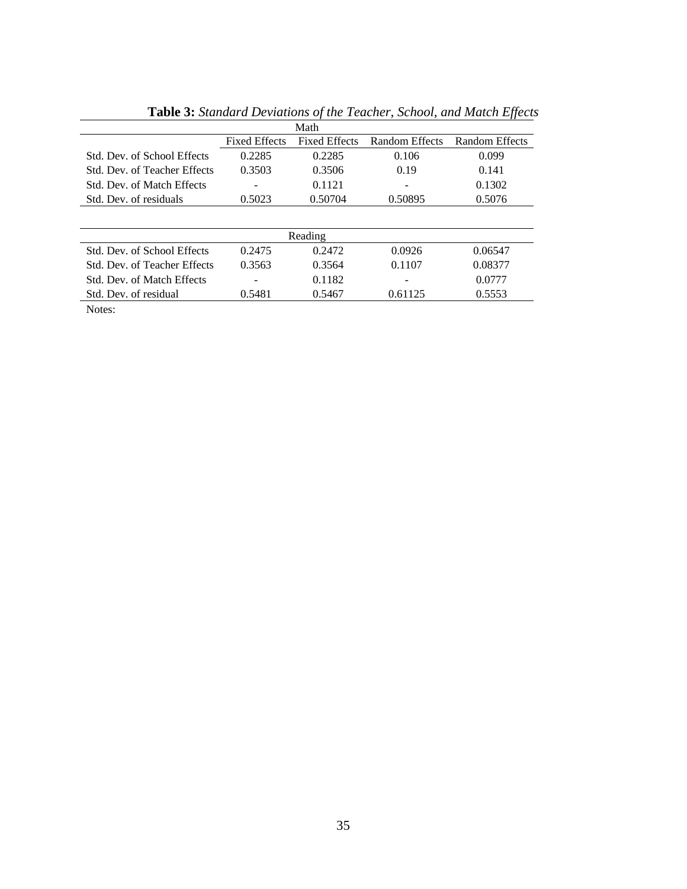**Table 3:** *Standard Deviations of the Teacher, School, and Match Effects*

| Math | | | | |
|---|---|---|---|---|
| | Fixed Effects | Fixed Effects | Random Effects | Random Effects |
| Std. Dev. of School Effects | 0.2285 | 0.2285 | 0.106 | 0.099 |
| Std. Dev. of Teacher Effects | 0.3503 | 0.3506 | 0.19 | 0.141 |
| Std. Dev. of Match Effects | - | 0.1121 | - | 0.1302 |
| Std. Dev. of residuals | 0.5023 | 0.50704 | 0.50895 | 0.5076 |

| Reading | | | | |
|---|---|---|---|---|
| Std. Dev. of School Effects | 0.2475 | 0.2472 | 0.0926 | 0.06547 |
| Std. Dev. of Teacher Effects | 0.3563 | 0.3564 | 0.1107 | 0.08377 |
| Std. Dev. of Match Effects | - | 0.1182 | - | 0.0777 |
| Std. Dev. of residual | 0.5481 | 0.5467 | 0.61125 | 0.5553 |

Notes: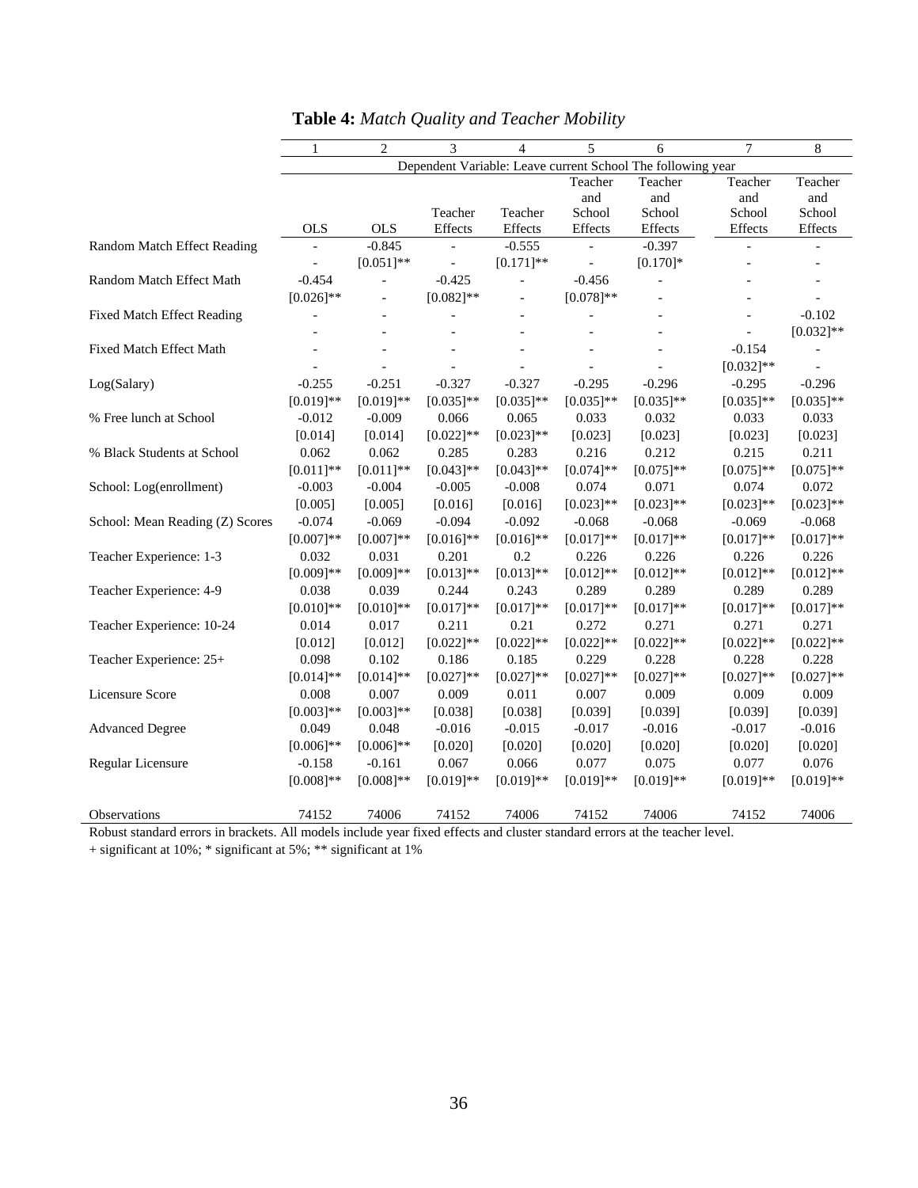**Table 4:** *Match Quality and Teacher Mobility*

| | 1 | 2 | 3 | 4 | 5 | 6 | 7 | 8 |
|---|---|---|---|---|---|---|---|---|
| | Dependent Variable: Leave current School The following year | | | | | | | |
| | OLS | OLS | Teacher Effects | Teacher Effects | Teacher and School Effects | Teacher and School Effects | Teacher and School Effects | Teacher and School Effects |
| Random Match Effect Reading | - | -0.845 | - | -0.555 | - | -0.397 | - | - |
| | - | [0.051]** | - | [0.171]** | - | [0.170]* | - | - |
| Random Match Effect Math | -0.454 | - | -0.425 | - | -0.456 | - | - | - |
| | [0.026]** | - | [0.082]** | - | [0.078]** | - | - | - |
| Fixed Match Effect Reading | - | - | - | - | - | - | - | -0.102 |
| | - | - | - | - | - | - | - | [0.032]** |
| Fixed Match Effect Math | - | - | - | - | - | - | -0.154 | - |
| | - | - | - | - | - | - | [0.032]** | - |
| Log(Salary) | -0.255 | -0.251 | -0.327 | -0.327 | -0.295 | -0.296 | -0.295 | -0.296 |
| | [0.019]** | [0.019]** | [0.035]** | [0.035]** | [0.035]** | [0.035]** | [0.035]** | [0.035]** |
| % Free lunch at School | -0.012 | -0.009 | 0.066 | 0.065 | 0.033 | 0.032 | 0.033 | 0.033 |
| | [0.014] | [0.014] | [0.022]** | [0.023]** | [0.023] | [0.023] | [0.023] | [0.023] |
| % Black Students at School | 0.062 | 0.062 | 0.285 | 0.283 | 0.216 | 0.212 | 0.215 | 0.211 |
| | [0.011]** | [0.011]** | [0.043]** | [0.043]** | [0.074]** | [0.075]** | [0.075]** | [0.075]** |
| School: Log(enrollment) | -0.003 | -0.004 | -0.005 | -0.008 | 0.074 | 0.071 | 0.074 | 0.072 |
| | [0.005] | [0.005] | [0.016] | [0.016] | [0.023]** | [0.023]** | [0.023]** | [0.023]** |
| School: Mean Reading (Z) Scores | -0.074 | -0.069 | -0.094 | -0.092 | -0.068 | -0.068 | -0.069 | -0.068 |
| | [0.007]** | [0.007]** | [0.016]** | [0.016]** | [0.017]** | [0.017]** | [0.017]** | [0.017]** |
| Teacher Experience: 1-3 | 0.032 | 0.031 | 0.201 | 0.2 | 0.226 | 0.226 | 0.226 | 0.226 |
| | [0.009]** | [0.009]** | [0.013]** | [0.013]** | [0.012]** | [0.012]** | [0.012]** | [0.012]** |
| Teacher Experience: 4-9 | 0.038 | 0.039 | 0.244 | 0.243 | 0.289 | 0.289 | 0.289 | 0.289 |
| | [0.010]** | [0.010]** | [0.017]** | [0.017]** | [0.017]** | [0.017]** | [0.017]** | [0.017]** |
| Teacher Experience: 10-24 | 0.014 | 0.017 | 0.211 | 0.21 | 0.272 | 0.271 | 0.271 | 0.271 |
| | [0.012] | [0.012] | [0.022]** | [0.022]** | [0.022]** | [0.022]** | [0.022]** | [0.022]** |
| Teacher Experience: 25+ | 0.098 | 0.102 | 0.186 | 0.185 | 0.229 | 0.228 | 0.228 | 0.228 |
| | [0.014]** | [0.014]** | [0.027]** | [0.027]** | [0.027]** | [0.027]** | [0.027]** | [0.027]** |
| Licensure Score | 0.008 | 0.007 | 0.009 | 0.011 | 0.007 | 0.009 | 0.009 | 0.009 |
| | [0.003]** | [0.003]** | [0.038] | [0.038] | [0.039] | [0.039] | [0.039] | [0.039] |
| Advanced Degree | 0.049 | 0.048 | -0.016 | -0.015 | -0.017 | -0.016 | -0.017 | -0.016 |
| | [0.006]** | [0.006]** | [0.020] | [0.020] | [0.020] | [0.020] | [0.020] | [0.020] |
| Regular Licensure | -0.158 | -0.161 | 0.067 | 0.066 | 0.077 | 0.075 | 0.077 | 0.076 |
| | [0.008]** | [0.008]** | [0.019]** | [0.019]** | [0.019]** | [0.019]** | [0.019]** | [0.019]** |
| Observations | 74152 | 74006 | 74152 | 74006 | 74152 | 74006 | 74152 | 74006 |

Robust standard errors in brackets. All models include year fixed effects and cluster standard errors at the teacher level.
+ significant at 10%; * significant at 5%; ** significant at 1%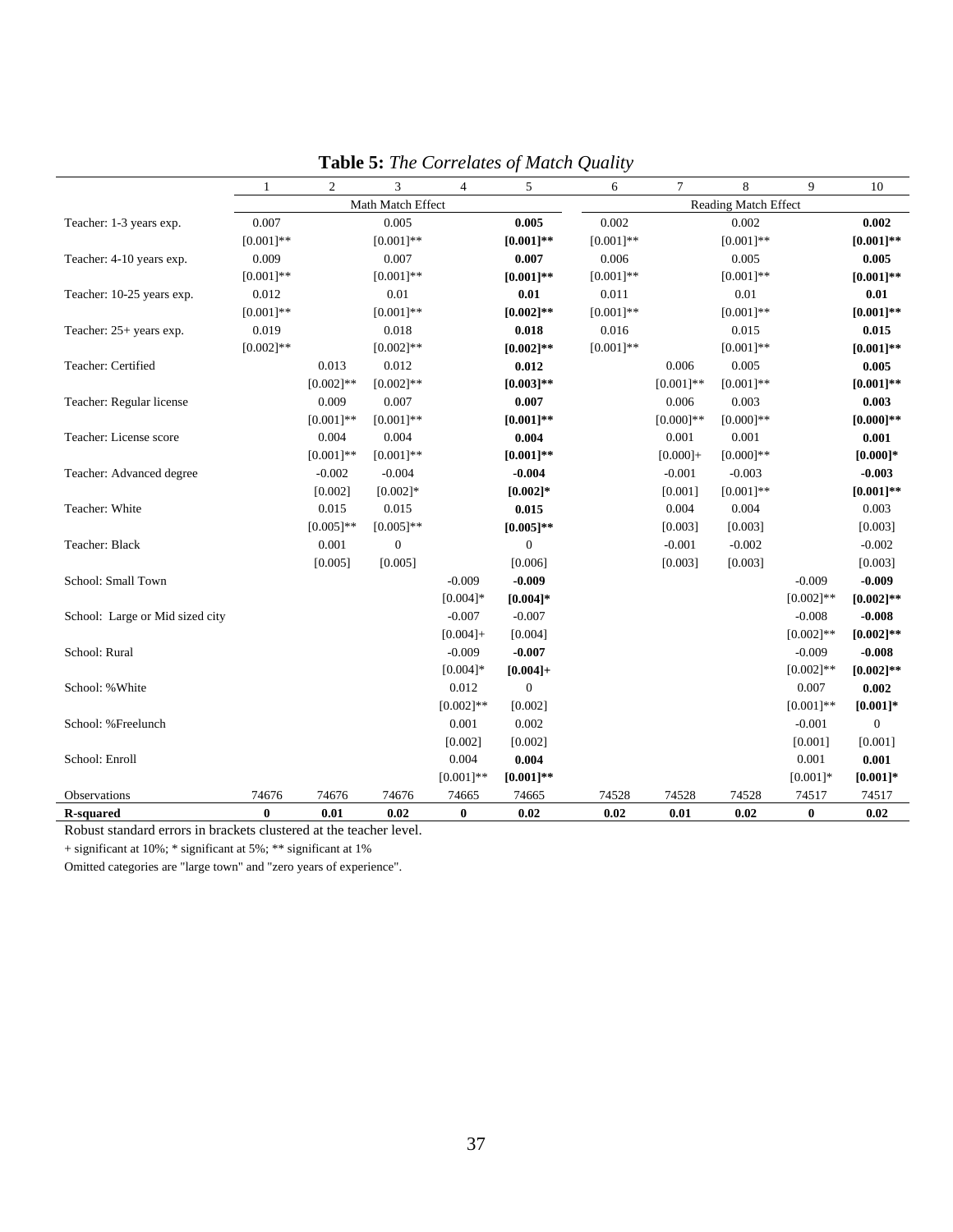**Table 5:** *The Correlates of Match Quality*

| | 1 | 2 | 3 | 4 | 5 | 6 | 7 | 8 | 9 | 10 |
|---|---|---|---|---|---|---|---|---|---|---|
| | Math Match Effect | | | | | Reading Match Effect | | | | |
| Teacher: 1-3 years exp. | 0.007 | | 0.005 | | **0.005** | 0.002 | | 0.002 | | **0.002** |
| | [0.001]** | | [0.001]** | | **[0.001]**** | [0.001]** | | [0.001]** | | **[0.001]**** |
| Teacher: 4-10 years exp. | 0.009 | | 0.007 | | **0.007** | 0.006 | | 0.005 | | **0.005** |
| | [0.001]** | | [0.001]** | | **[0.001]**** | [0.001]** | | [0.001]** | | **[0.001]**** |
| Teacher: 10-25 years exp. | 0.012 | | 0.01 | | **0.01** | 0.011 | | 0.01 | | **0.01** |
| | [0.001]** | | [0.001]** | | **[0.002]**** | [0.001]** | | [0.001]** | | **[0.001]**** |
| Teacher: 25+ years exp. | 0.019 | | 0.018 | | **0.018** | 0.016 | | 0.015 | | **0.015** |
| | [0.002]** | | [0.002]** | | **[0.002]**** | [0.001]** | | [0.001]** | | **[0.001]**** |
| Teacher: Certified | | 0.013 | 0.012 | | **0.012** | | 0.006 | 0.005 | | **0.005** |
| | | [0.002]** | [0.002]** | | **[0.003]**** | | [0.001]** | [0.001]** | | **[0.001]**** |
| Teacher: Regular license | | 0.009 | 0.007 | | **0.007** | | 0.006 | 0.003 | | **0.003** |
| | | [0.001]** | [0.001]** | | **[0.001]**** | | [0.000]** | [0.000]** | | **[0.000]**** |
| Teacher: License score | | 0.004 | 0.004 | | **0.004** | | 0.001 | 0.001 | | **0.001** |
| | | [0.001]** | [0.001]** | | **[0.001]**** | | [0.000]+ | [0.000]** | | **[0.000]*** |
| Teacher: Advanced degree | | -0.002 | -0.004 | | **-0.004** | | -0.001 | -0.003 | | **-0.003** |
| | | [0.002] | [0.002]* | | **[0.002]*** | | [0.001] | [0.001]** | | **[0.001]**** |
| Teacher: White | | 0.015 | 0.015 | | **0.015** | | 0.004 | 0.004 | | 0.003 |
| | | [0.005]** | [0.005]** | | **[0.005]**** | | [0.003] | [0.003] | | [0.003] |
| Teacher: Black | | 0.001 | 0 | | 0 | | -0.001 | -0.002 | | -0.002 |
| | | [0.005] | [0.005] | | [0.006] | | [0.003] | [0.003] | | [0.003] |
| School: Small Town | | | | -0.009 | **-0.009** | | | | -0.009 | **-0.009** |
| | | | | [0.004]* | **[0.004]*** | | | | [0.002]** | **[0.002]**** |
| School: Large or Mid sized city | | | | -0.007 | -0.007 | | | | -0.008 | **-0.008** |
| | | | | [0.004]+ | [0.004] | | | | [0.002]** | **[0.002]**** |
| School: Rural | | | | -0.009 | **-0.007** | | | | -0.009 | **-0.008** |
| | | | | [0.004]* | **[0.004]+** | | | | [0.002]** | **[0.002]**** |
| School: %White | | | | 0.012 | 0 | | | | 0.007 | **0.002** |
| | | | | [0.002]** | [0.002] | | | | [0.001]** | **[0.001]*** |
| School: %Freelunch | | | | 0.001 | 0.002 | | | | -0.001 | 0 |
| | | | | [0.002] | [0.002] | | | | [0.001] | [0.001] |
| School: Enroll | | | | 0.004 | **0.004** | | | | 0.001 | **0.001** |
| | | | | [0.001]** | **[0.001]**** | | | | [0.001]* | **[0.001]*** |
| Observations | 74676 | 74676 | 74676 | 74665 | 74665 | 74528 | 74528 | 74528 | 74517 | 74517 |
| **R-squared** | **0** | **0.01** | **0.02** | **0** | **0.02** | **0.02** | **0.01** | **0.02** | **0** | **0.02** |

Robust standard errors in brackets clustered at the teacher level.

+ significant at 10%; * significant at 5%; ** significant at 1%

Omitted categories are "large town" and "zero years of experience".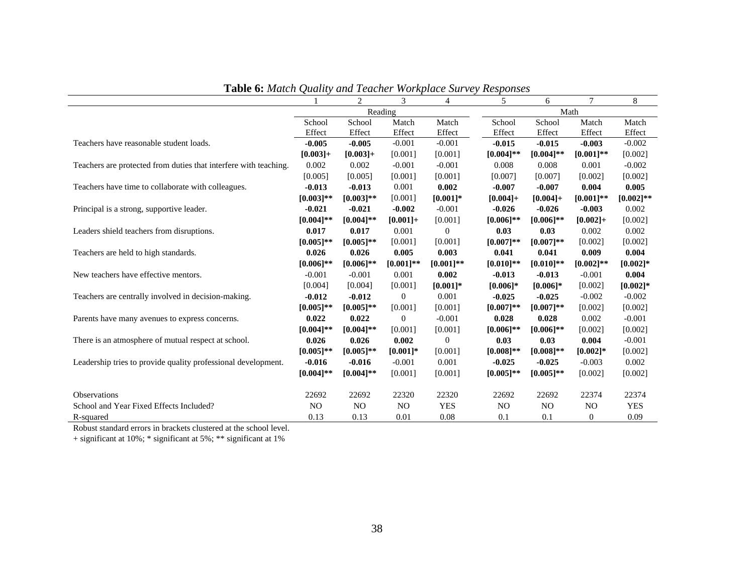**Table 6:** *Match Quality and Teacher Workplace Survey Responses*

| | 1 | 2 | 3 | 4 | 5 | 6 | 7 | 8 |
|---|---|---|---|---|---|---|---|---|
| | Reading | | | | Math | | | |
| | School Effect | School Effect | Match Effect | Match Effect | School Effect | School Effect | Match Effect | Match Effect |
| Teachers have reasonable student loads. | **-0.005** | **-0.005** | -0.001 | -0.001 | **-0.015** | **-0.015** | **-0.003** | -0.002 |
| | **[0.003]+** | **[0.003]+** | [0.001] | [0.001] | **[0.004]**** | **[0.004]**** | **[0.001]**** | [0.002] |
| Teachers are protected from duties that interfere with teaching. | 0.002 | 0.002 | -0.001 | -0.001 | 0.008 | 0.008 | 0.001 | -0.002 |
| | [0.005] | [0.005] | [0.001] | [0.001] | [0.007] | [0.007] | [0.002] | [0.002] |
| Teachers have time to collaborate with colleagues. | **-0.013** | **-0.013** | 0.001 | **0.002** | **-0.007** | **-0.007** | **0.004** | **0.005** |
| | **[0.003]**** | **[0.003]**** | [0.001] | **[0.001]*** | **[0.004]+** | **[0.004]+** | **[0.001]**** | **[0.002]**** |
| Principal is a strong, supportive leader. | **-0.021** | **-0.021** | **-0.002** | -0.001 | **-0.026** | **-0.026** | **-0.003** | 0.002 |
| | **[0.004]**** | **[0.004]**** | **[0.001]+** | [0.001] | **[0.006]**** | **[0.006]**** | **[0.002]+** | [0.002] |
| Leaders shield teachers from disruptions. | **0.017** | **0.017** | 0.001 | 0 | **0.03** | **0.03** | 0.002 | 0.002 |
| | **[0.005]**** | **[0.005]**** | [0.001] | [0.001] | **[0.007]**** | **[0.007]**** | [0.002] | [0.002] |
| Teachers are held to high standards. | **0.026** | **0.026** | **0.005** | **0.003** | **0.041** | **0.041** | **0.009** | **0.004** |
| | **[0.006]**** | **[0.006]**** | **[0.001]**** | **[0.001]**** | **[0.010]**** | **[0.010]**** | **[0.002]**** | **[0.002]*** |
| New teachers have effective mentors. | -0.001 | -0.001 | 0.001 | **0.002** | **-0.013** | **-0.013** | -0.001 | **0.004** |
| | [0.004] | [0.004] | [0.001] | **[0.001]*** | **[0.006]*** | **[0.006]*** | [0.002] | **[0.002]*** |
| Teachers are centrally involved in decision-making. | **-0.012** | **-0.012** | 0 | 0.001 | **-0.025** | **-0.025** | -0.002 | -0.002 |
| | **[0.005]**** | **[0.005]**** | [0.001] | [0.001] | **[0.007]**** | **[0.007]**** | [0.002] | [0.002] |
| Parents have many avenues to express concerns. | **0.022** | **0.022** | 0 | -0.001 | **0.028** | **0.028** | 0.002 | -0.001 |
| | **[0.004]**** | **[0.004]**** | [0.001] | [0.001] | **[0.006]**** | **[0.006]**** | [0.002] | [0.002] |
| There is an atmosphere of mutual respect at school. | **0.026** | **0.026** | **0.002** | 0 | **0.03** | **0.03** | **0.004** | -0.001 |
| | **[0.005]**** | **[0.005]**** | **[0.001]*** | [0.001] | **[0.008]**** | **[0.008]**** | **[0.002]*** | [0.002] |
| Leadership tries to provide quality professional development. | **-0.016** | **-0.016** | -0.001 | 0.001 | **-0.025** | **-0.025** | -0.003 | 0.002 |
| | **[0.004]**** | **[0.004]**** | [0.001] | [0.001] | **[0.005]**** | **[0.005]**** | [0.002] | [0.002] |
| Observations | 22692 | 22692 | 22320 | 22320 | 22692 | 22692 | 22374 | 22374 |
| School and Year Fixed Effects Included? | NO | NO | NO | YES | NO | NO | NO | YES |
| R-squared | 0.13 | 0.13 | 0.01 | 0.08 | 0.1 | 0.1 | 0 | 0.09 |

Robust standard errors in brackets clustered at the school level.
+ significant at 10%; * significant at 5%; ** significant at 1%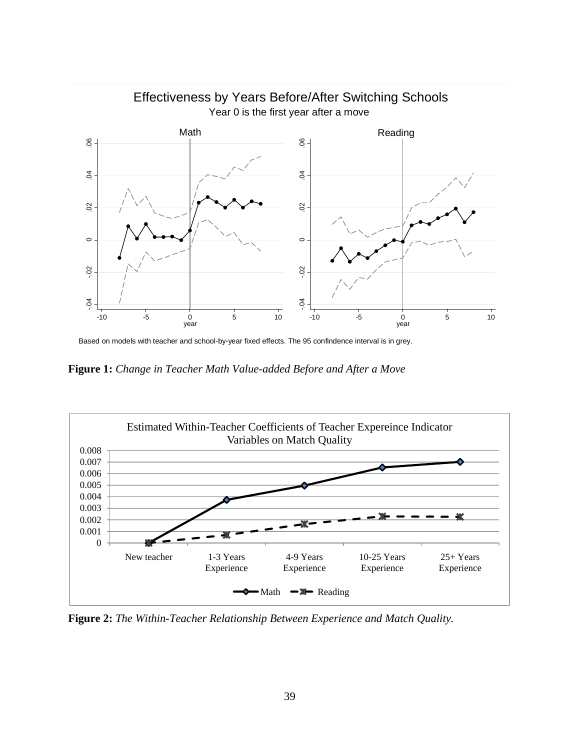Effectiveness by Years Before/After Switching Schools

Year 0 is the first year after a move

Math

Reading

.06

.04

.02

0

-.02

-.04

-10 -5 0 5 10

year

Based on models with teacher and school-by-year fixed effects. The 95 confindence interval is in grey.

**Figure 1:** *Change in Teacher Math Value-added Before and After a Move*

Estimated Within-Teacher Coefficients of Teacher Expereince Indicator Variables on Match Quality

0.008

0.007

0.006

0.005

0.004

0.003

0.002

0.001

0

New teacher

1-3 Years Experience

4-9 Years Experience

10-25 Years Experience

25+ Years Experience

Math

Reading

**Figure 2:** *The Within-Teacher Relationship Between Experience and Match Quality.*